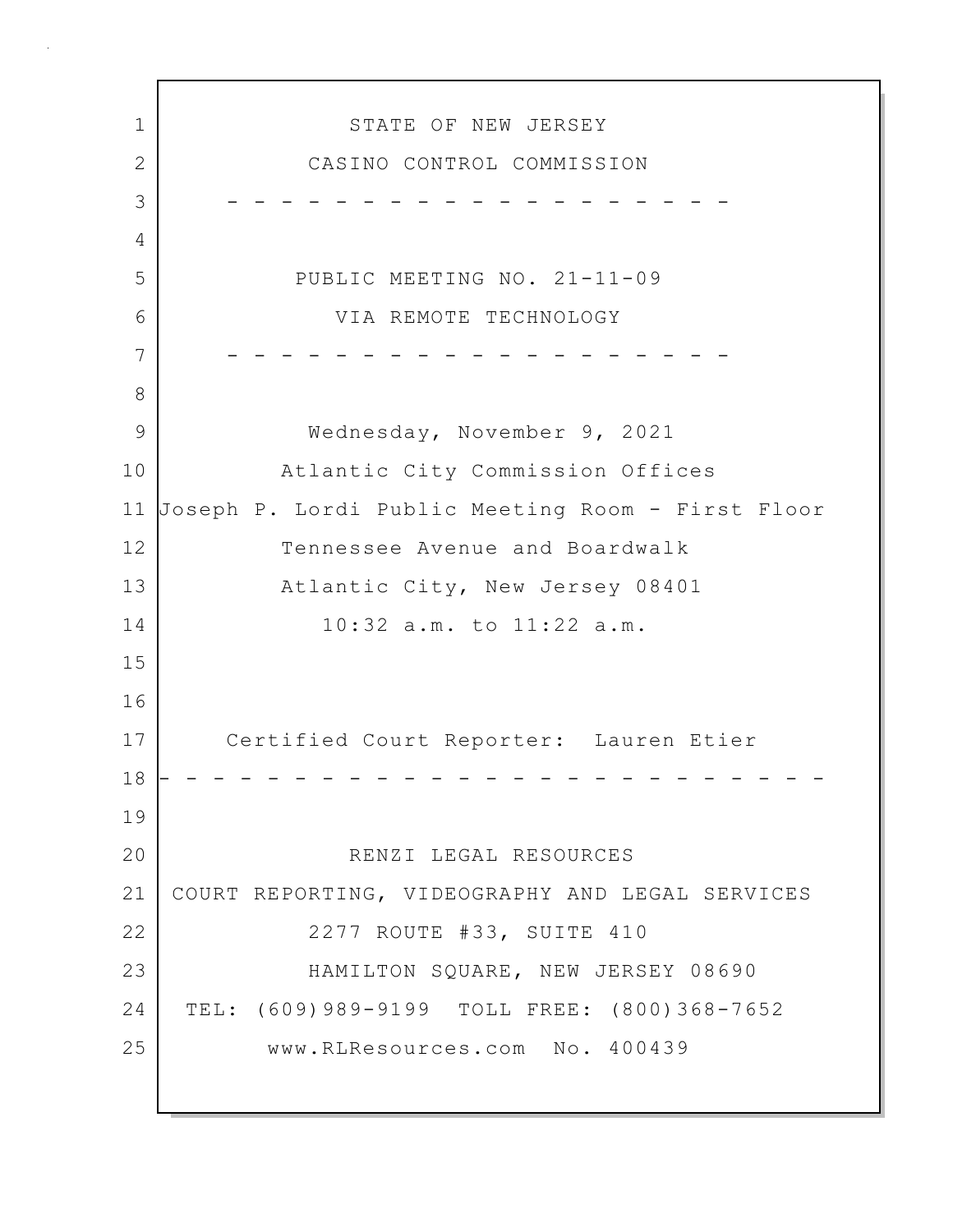STATE OF NEW JERSEY

CASINO CONTROL COMMISSION

- - - - - - - - - - - - - - - - - - - - -

PUBLIC MEETING NO. 21-11-09

VIA REMOTE TECHNOLOGY

- - - - - - - - - - - - - - - - - - - - -

Wednesday, November 9, 2021

Atlantic City Commission Offices

Joseph P. Lordi Public Meeting Room - First Floor

Tennessee Avenue and Boardwalk

Atlantic City, New Jersey 08401

10:32 a.m. to 11:22 a.m.

Certified Court Reporter: Lauren Etier

- - - - - - - - - - - - - - - - - - - - - - - - -

RENZI LEGAL RESOURCES

COURT REPORTING, VIDEOGRAPHY AND LEGAL SERVICES

2277 ROUTE #33, SUITE 410

HAMILTON SQUARE, NEW JERSEY 08690

TEL: (609)989-9199 TOLL FREE: (800)368-7652

www.RLResources.com No. 400439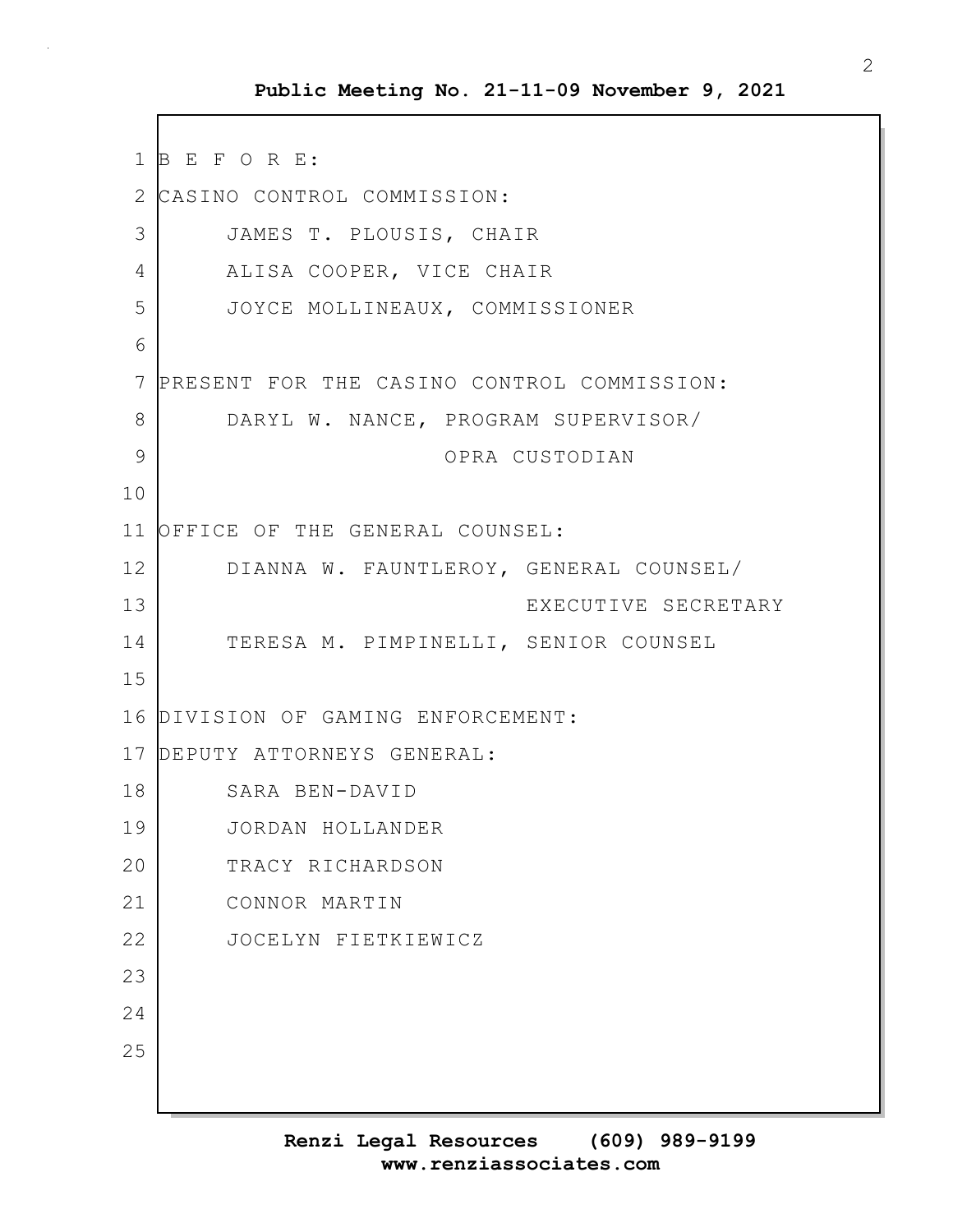B E F O R E:

CASINO CONTROL COMMISSION:

JAMES T. PLOUSIS, CHAIR

ALISA COOPER, VICE CHAIR

JOYCE MOLLINEAUX, COMMISSIONER

PRESENT FOR THE CASINO CONTROL COMMISSION:

DARYL W. NANCE, PROGRAM SUPERVISOR/ OPRA CUSTODIAN

OFFICE OF THE GENERAL COUNSEL:

DIANNA W. FAUNTLEROY, GENERAL COUNSEL/ EXECUTIVE SECRETARY

TERESA M. PIMPINELLI, SENIOR COUNSEL

DIVISION OF GAMING ENFORCEMENT:

DEPUTY ATTORNEYS GENERAL:

SARA BEN-DAVID

JORDAN HOLLANDER

TRACY RICHARDSON

CONNOR MARTIN

JOCELYN FIETKIEWICZ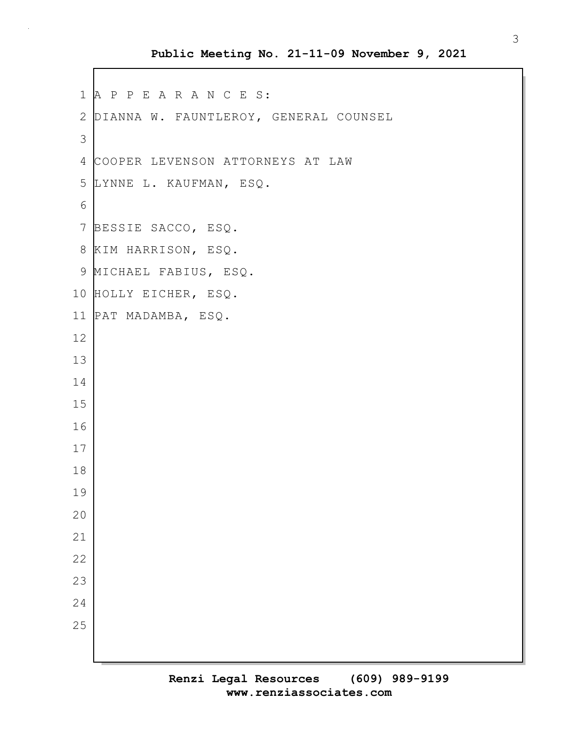A P P E A R A N C E S:

DIANNA W. FAUNTLEROY, GENERAL COUNSEL

COOPER LEVENSON ATTORNEYS AT LAW

LYNNE L. KAUFMAN, ESQ.

BESSIE SACCO, ESQ.

KIM HARRISON, ESQ.

MICHAEL FABIUS, ESQ.

HOLLY EICHER, ESQ.

PAT MADAMBA, ESQ.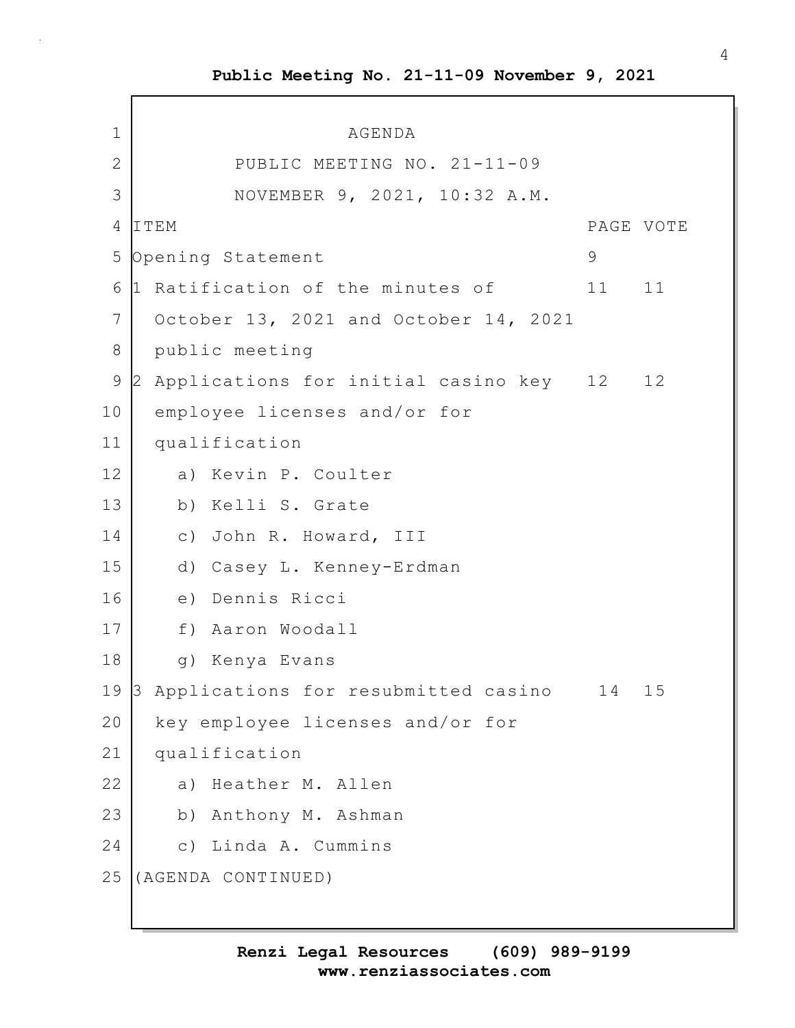AGENDA

PUBLIC MEETING NO. 21-11-09

NOVEMBER 9, 2021, 10:32 A.M.

| ITEM | PAGE | VOTE |
| --- | --- | --- |
| Opening Statement | 9 | |
| 1 Ratification of the minutes of October 13, 2021 and October 14, 2021 public meeting | 11 | 11 |
| 2 Applications for initial casino key employee licenses and/or for qualification | 12 | 12 |
| a) Kevin P. Coulter | | |
| b) Kelli S. Grate | | |
| c) John R. Howard, III | | |
| d) Casey L. Kenney-Erdman | | |
| e) Dennis Ricci | | |
| f) Aaron Woodall | | |
| g) Kenya Evans | | |
| 3 Applications for resubmitted casino key employee licenses and/or for qualification | 14 | 15 |
| a) Heather M. Allen | | |
| b) Anthony M. Ashman | | |
| c) Linda A. Cummins | | |

(AGENDA CONTINUED)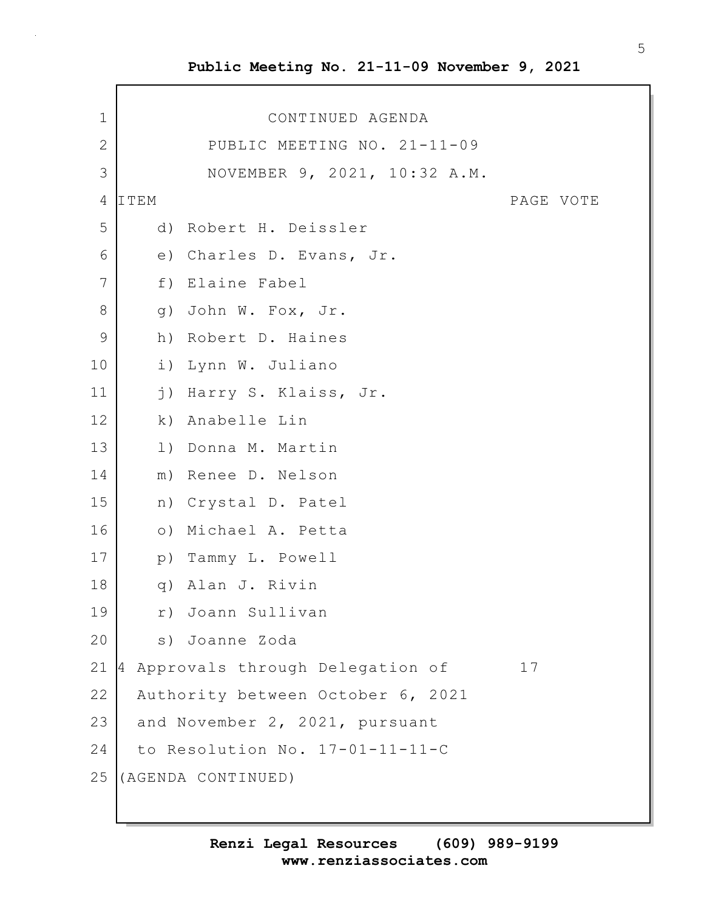CONTINUED AGENDA
PUBLIC MEETING NO. 21-11-09
NOVEMBER 9, 2021, 10:32 A.M.

| ITEM | PAGE | VOTE |
|---|---|---|
| d) Robert H. Deissler | | |
| e) Charles D. Evans, Jr. | | |
| f) Elaine Fabel | | |
| g) John W. Fox, Jr. | | |
| h) Robert D. Haines | | |
| i) Lynn W. Juliano | | |
| j) Harry S. Klaiss, Jr. | | |
| k) Anabelle Lin | | |
| l) Donna M. Martin | | |
| m) Renee D. Nelson | | |
| n) Crystal D. Patel | | |
| o) Michael A. Petta | | |
| p) Tammy L. Powell | | |
| q) Alan J. Rivin | | |
| r) Joann Sullivan | | |
| s) Joanne Zoda | | |
| 4 Approvals through Delegation of Authority between October 6, 2021 and November 2, 2021, pursuant to Resolution No. 17-01-11-11-C | 17 | |

(AGENDA CONTINUED)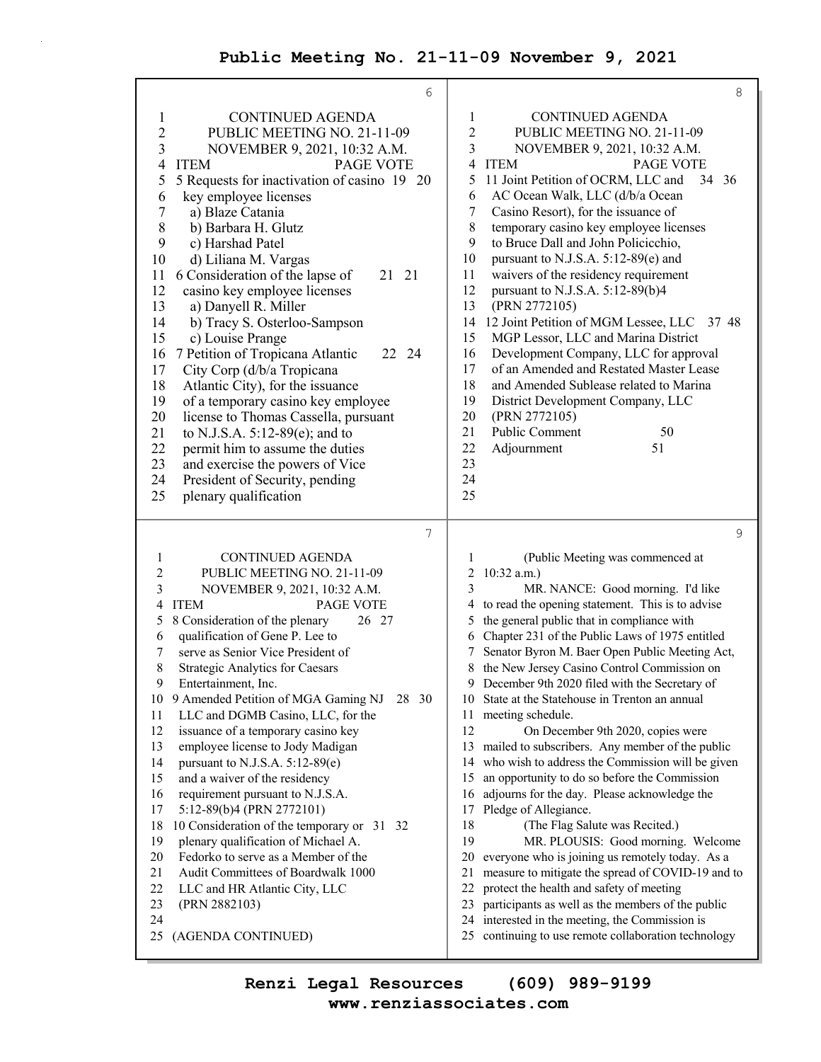CONTINUED AGENDA
PUBLIC MEETING NO. 21-11-09
NOVEMBER 9, 2021, 10:32 A.M.

| ITEM | PAGE | VOTE |
|---|---|---|
| 5 Requests for inactivation of casino key employee licenses<br>a) Blaze Catania<br>b) Barbara H. Glutz<br>c) Harshad Patel<br>d) Liliana M. Vargas | 19 | 20 |
| 6 Consideration of the lapse of casino key employee licenses<br>a) Danyell R. Miller<br>b) Tracy S. Osterloo-Sampson<br>c) Louise Prange | 21 | 21 |
| 7 Petition of Tropicana Atlantic City Corp (d/b/a Tropicana Atlantic City), for the issuance of a temporary casino key employee license to Thomas Cassella, pursuant to N.J.S.A. 5:12-89(e); and to permit him to assume the duties and exercise the powers of Vice President of Security, pending plenary qualification | 22 | 24 |

CONTINUED AGENDA
PUBLIC MEETING NO. 21-11-09
NOVEMBER 9, 2021, 10:32 A.M.

| ITEM | PAGE | VOTE |
|---|---|---|
| 8 Consideration of the plenary qualification of Gene P. Lee to serve as Senior Vice President of Strategic Analytics for Caesars Entertainment, Inc. | 26 | 27 |
| 9 Amended Petition of MGA Gaming NJ LLC and DGMB Casino, LLC, for the issuance of a temporary casino key employee license to Jody Madigan pursuant to N.J.S.A. 5:12-89(e) and a waiver of the residency requirement pursuant to N.J.S.A. 5:12-89(b)4 (PRN 2772101) | 28 | 30 |
| 10 Consideration of the temporary or plenary qualification of Michael A. Fedorko to serve as a Member of the Audit Committees of Boardwalk 1000 LLC and HR Atlantic City, LLC (PRN 2882103) | 31 | 32 |

(AGENDA CONTINUED)

CONTINUED AGENDA
PUBLIC MEETING NO. 21-11-09
NOVEMBER 9, 2021, 10:32 A.M.

| ITEM | PAGE | VOTE |
|---|---|---|
| 11 Joint Petition of OCRM, LLC and AC Ocean Walk, LLC (d/b/a Ocean Casino Resort), for the issuance of temporary casino key employee licenses to Bruce Dall and John Policicchio, pursuant to N.J.S.A. 5:12-89(e) and waivers of the residency requirement pursuant to N.J.S.A. 5:12-89(b)4 (PRN 2772105) | 34 | 36 |
| 12 Joint Petition of MGM Lessee, LLC MGP Lessor, LLC and Marina District Development Company, LLC for approval of an Amended and Restated Master Lease and Amended Sublease related to Marina District Development Company, LLC (PRN 2772105) | 37 | 48 |
| Public Comment | 50 | |
| Adjournment | 51 | |

(Public Meeting was commenced at 10:32 a.m.)

MR. NANCE: Good morning. I'd like to read the opening statement. This is to advise the general public that in compliance with Chapter 231 of the Public Laws of 1975 entitled Senator Byron M. Baer Open Public Meeting Act, the New Jersey Casino Control Commission on December 9th 2020 filed with the Secretary of State at the Statehouse in Trenton an annual meeting schedule.

On December 9th 2020, copies were mailed to subscribers. Any member of the public who wish to address the Commission will be given an opportunity to do so before the Commission adjourns for the day. Please acknowledge the Pledge of Allegiance.

(The Flag Salute was Recited.)

MR. PLOUSIS: Good morning. Welcome everyone who is joining us remotely today. As a measure to mitigate the spread of COVID-19 and to protect the health and safety of meeting participants as well as the members of the public interested in the meeting, the Commission is continuing to use remote collaboration technology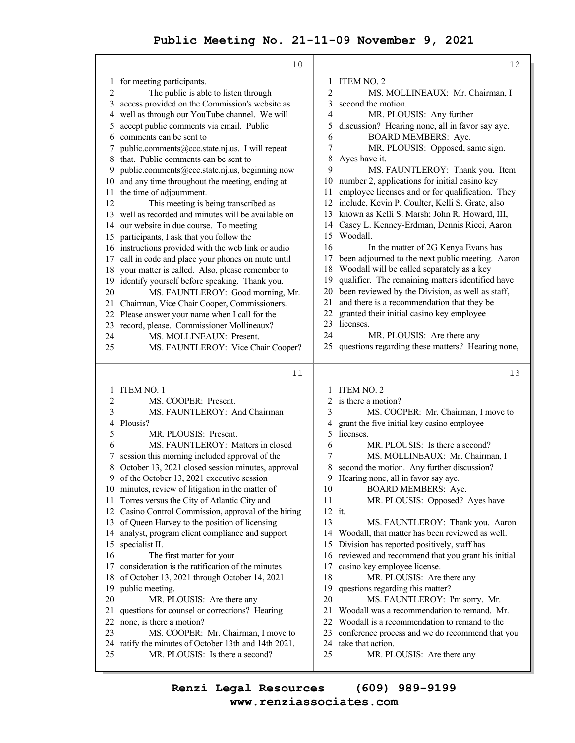**Public Meeting No. 21-11-09 November 9, 2021**

**Page 10**

1 for meeting participants.
2 The public is able to listen through
3 access provided on the Commission's website as
4 well as through our YouTube channel. We will
5 accept public comments via email. Public
6 comments can be sent to
7 public.comments@ccc.state.nj.us. I will repeat
8 that. Public comments can be sent to
9 public.comments@ccc.state.nj.us, beginning now
10 and any time throughout the meeting, ending at
11 the time of adjournment.
12 This meeting is being transcribed as
13 well as recorded and minutes will be available on
14 our website in due course. To meeting
15 participants, I ask that you follow the
16 instructions provided with the web link or audio
17 call in code and place your phones on mute until
18 your matter is called. Also, please remember to
19 identify yourself before speaking. Thank you.
20 MS. FAUNTLEROY: Good morning, Mr.
21 Chairman, Vice Chair Cooper, Commissioners.
22 Please answer your name when I call for the
23 record, please. Commissioner Mollineaux?
24 MS. MOLLINEAUX: Present.
25 MS. FAUNTLEROY: Vice Chair Cooper?

**Page 11**

1 ITEM NO. 1
2 MS. COOPER: Present.
3 MS. FAUNTLEROY: And Chairman
4 Plousis?
5 MR. PLOUSIS: Present.
6 MS. FAUNTLEROY: Matters in closed
7 session this morning included approval of the
8 October 13, 2021 closed session minutes, approval
9 of the October 13, 2021 executive session
10 minutes, review of litigation in the matter of
11 Torres versus the City of Atlantic City and
12 Casino Control Commission, approval of the hiring
13 of Queen Harvey to the position of licensing
14 analyst, program client compliance and support
15 specialist II.
16 The first matter for your
17 consideration is the ratification of the minutes
18 of October 13, 2021 through October 14, 2021
19 public meeting.
20 MR. PLOUSIS: Are there any
21 questions for counsel or corrections? Hearing
22 none, is there a motion?
23 MS. COOPER: Mr. Chairman, I move to
24 ratify the minutes of October 13th and 14th 2021.
25 MR. PLOUSIS: Is there a second?

**Page 12**

1 ITEM NO. 2
2 MS. MOLLINEAUX: Mr. Chairman, I
3 second the motion.
4 MR. PLOUSIS: Any further
5 discussion? Hearing none, all in favor say aye.
6 BOARD MEMBERS: Aye.
7 MR. PLOUSIS: Opposed, same sign.
8 Ayes have it.
9 MS. FAUNTLEROY: Thank you. Item
10 number 2, applications for initial casino key
11 employee licenses and or for qualification. They
12 include, Kevin P. Coulter, Kelli S. Grate, also
13 known as Kelli S. Marsh; John R. Howard, III,
14 Casey L. Kenney-Erdman, Dennis Ricci, Aaron
15 Woodall.
16 In the matter of 2G Kenya Evans has
17 been adjourned to the next public meeting. Aaron
18 Woodall will be called separately as a key
19 qualifier. The remaining matters identified have
20 been reviewed by the Division, as well as staff,
21 and there is a recommendation that they be
22 granted their initial casino key employee
23 licenses.
24 MR. PLOUSIS: Are there any
25 questions regarding these matters? Hearing none,

**Page 13**

1 ITEM NO. 2
2 is there a motion?
3 MS. COOPER: Mr. Chairman, I move to
4 grant the five initial key casino employee
5 licenses.
6 MR. PLOUSIS: Is there a second?
7 MS. MOLLINEAUX: Mr. Chairman, I
8 second the motion. Any further discussion?
9 Hearing none, all in favor say aye.
10 BOARD MEMBERS: Aye.
11 MR. PLOUSIS: Opposed? Ayes have
12 it.
13 MS. FAUNTLEROY: Thank you. Aaron
14 Woodall, that matter has been reviewed as well.
15 Division has reported positively, staff has
16 reviewed and recommend that you grant his initial
17 casino key employee license.
18 MR. PLOUSIS: Are there any
19 questions regarding this matter?
20 MS. FAUNTLEROY: I'm sorry. Mr.
21 Woodall was a recommendation to remand. Mr.
22 Woodall is a recommendation to remand to the
23 conference process and we do recommend that you
24 take that action.
25 MR. PLOUSIS: Are there any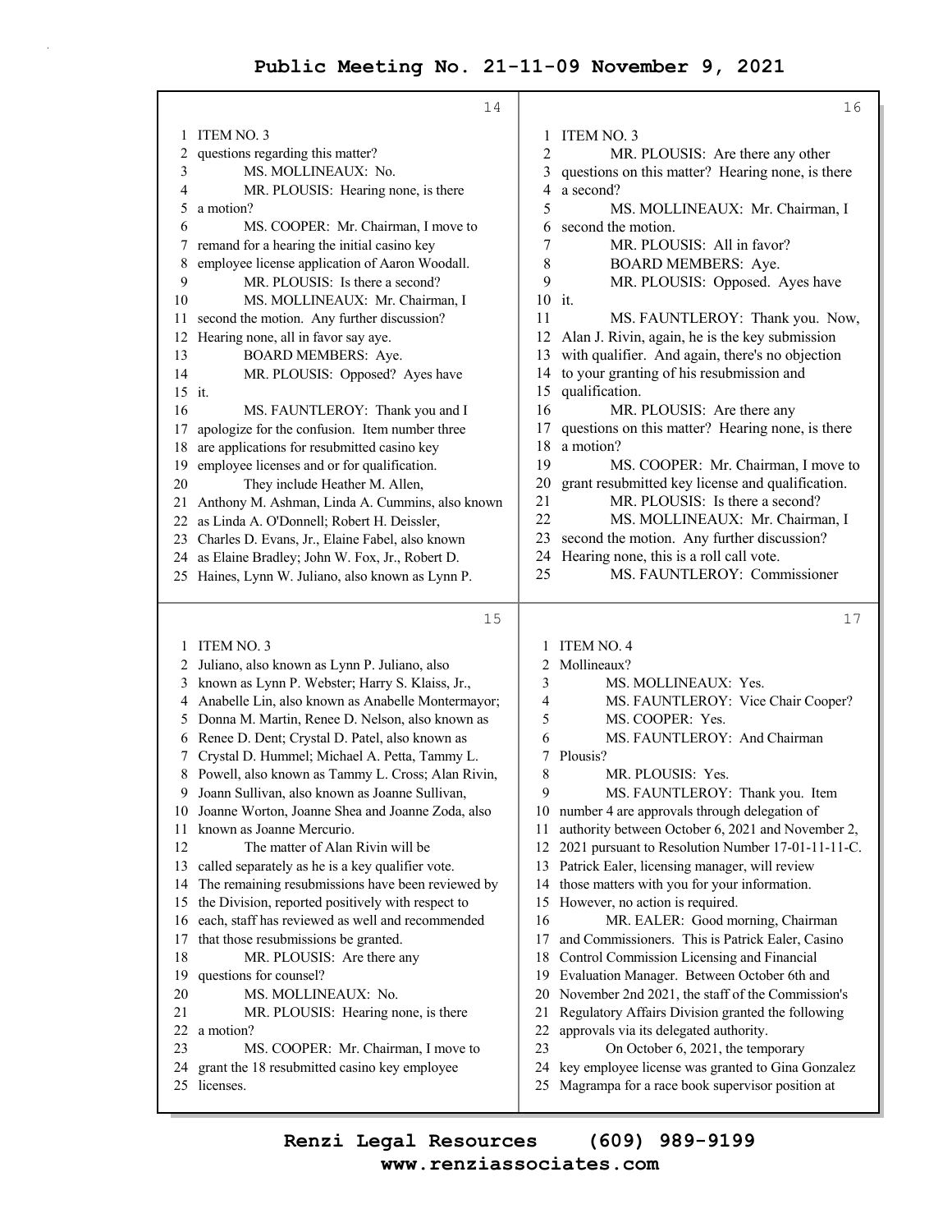ITEM NO. 3

questions regarding this matter?

MS. MOLLINEAUX: No.

MR. PLOUSIS: Hearing none, is there a motion?

MS. COOPER: Mr. Chairman, I move to remand for a hearing the initial casino key employee license application of Aaron Woodall.

MR. PLOUSIS: Is there a second?

MS. MOLLINEAUX: Mr. Chairman, I second the motion. Any further discussion? Hearing none, all in favor say aye.

BOARD MEMBERS: Aye.

MR. PLOUSIS: Opposed? Ayes have it.

MS. FAUNTLEROY: Thank you and I apologize for the confusion. Item number three are applications for resubmitted casino key employee licenses and or for qualification.

They include Heather M. Allen, Anthony M. Ashman, Linda A. Cummins, also known as Linda A. O'Donnell; Robert H. Deissler, Charles D. Evans, Jr., Elaine Fabel, also known as Elaine Bradley; John W. Fox, Jr., Robert D. Haines, Lynn W. Juliano, also known as Lynn P. Juliano, also known as Lynn P. Juliano, also known as Lynn P. Webster; Harry S. Klaiss, Jr., Anabelle Lin, also known as Anabelle Montermayor; Donna M. Martin, Renee D. Nelson, also known as Renee D. Dent; Crystal D. Patel, also known as Crystal D. Hummel; Michael A. Petta, Tammy L. Powell, also known as Tammy L. Cross; Alan Rivin, Joann Sullivan, also known as Joanne Sullivan, Joanne Worton, Joanne Shea and Joanne Zoda, also known as Joanne Mercurio.

The matter of Alan Rivin will be called separately as he is a key qualifier vote. The remaining resubmissions have been reviewed by the Division, reported positively with respect to each, staff has reviewed as well and recommended that those resubmissions be granted.

MR. PLOUSIS: Are there any questions for counsel?

MS. MOLLINEAUX: No.

MR. PLOUSIS: Hearing none, is there a motion?

MS. COOPER: Mr. Chairman, I move to grant the 18 resubmitted casino key employee licenses.

MR. PLOUSIS: Are there any other questions on this matter? Hearing none, is there a second?

MS. MOLLINEAUX: Mr. Chairman, I second the motion.

MR. PLOUSIS: All in favor?

BOARD MEMBERS: Aye.

MR. PLOUSIS: Opposed. Ayes have it.

MS. FAUNTLEROY: Thank you. Now, Alan J. Rivin, again, he is the key submission with qualifier. And again, there's no objection to your granting of his resubmission and qualification.

MR. PLOUSIS: Are there any questions on this matter? Hearing none, is there a motion?

MS. COOPER: Mr. Chairman, I move to grant resubmitted key license and qualification.

MR. PLOUSIS: Is there a second?

MS. MOLLINEAUX: Mr. Chairman, I second the motion. Any further discussion? Hearing none, this is a roll call vote.

MS. FAUNTLEROY: Commissioner Mollineaux?

ITEM NO. 4

MS. MOLLINEAUX: Yes.

MS. FAUNTLEROY: Vice Chair Cooper?

MS. COOPER: Yes.

MS. FAUNTLEROY: And Chairman Plousis?

MR. PLOUSIS: Yes.

MS. FAUNTLEROY: Thank you. Item number 4 are approvals through delegation of authority between October 6, 2021 and November 2, 2021 pursuant to Resolution Number 17-01-11-11-C. Patrick Ealer, licensing manager, will review those matters with you for your information. However, no action is required.

MR. EALER: Good morning, Chairman and Commissioners. This is Patrick Ealer, Casino Control Commission Licensing and Financial Evaluation Manager. Between October 6th and November 2nd 2021, the staff of the Commission's Regulatory Affairs Division granted the following approvals via its delegated authority.

On October 6, 2021, the temporary key employee license was granted to Gina Gonzalez Magrampa for a race book supervisor position at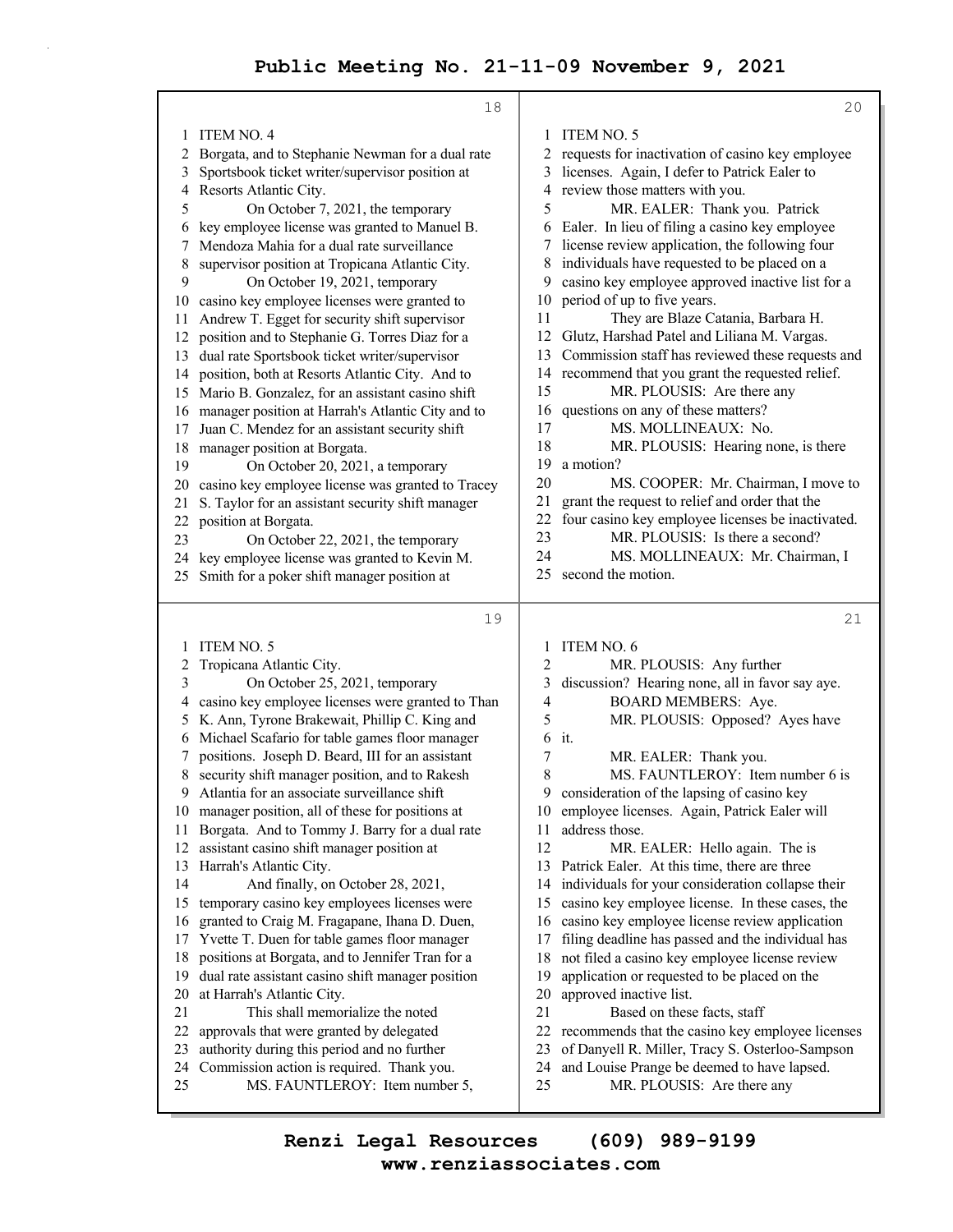ITEM NO. 4

Borgata, and to Stephanie Newman for a dual rate Sportsbook ticket writer/supervisor position at Resorts Atlantic City.

On October 7, 2021, the temporary key employee license was granted to Manuel B. Mendoza Mahia for a dual rate surveillance supervisor position at Tropicana Atlantic City.

On October 19, 2021, temporary casino key employee licenses were granted to Andrew T. Egget for security shift supervisor position and to Stephanie G. Torres Diaz for a dual rate Sportsbook ticket writer/supervisor position, both at Resorts Atlantic City. And to Mario B. Gonzalez, for an assistant casino shift manager position at Harrah's Atlantic City and to Juan C. Mendez for an assistant security shift manager position at Borgata.

On October 20, 2021, a temporary casino key employee license was granted to Tracey S. Taylor for an assistant security shift manager position at Borgata.

On October 22, 2021, the temporary key employee license was granted to Kevin M. Smith for a poker shift manager position at

ITEM NO. 5

Tropicana Atlantic City.

On October 25, 2021, temporary casino key employee licenses were granted to Than K. Ann, Tyrone Brakewait, Phillip C. King and Michael Scafario for table games floor manager positions. Joseph D. Beard, III for an assistant security shift manager position, and to Rakesh Atlantia for an associate surveillance shift manager position, all of these for positions at Borgata. And to Tommy J. Barry for a dual rate assistant casino shift manager position at Harrah's Atlantic City.

And finally, on October 28, 2021, temporary casino key employees licenses were granted to Craig M. Fragapane, Ihana D. Duen, Yvette T. Duen for table games floor manager positions at Borgata, and to Jennifer Tran for a dual rate assistant casino shift manager position at Harrah's Atlantic City.

This shall memorialize the noted approvals that were granted by delegated authority during this period and no further Commission action is required. Thank you.

MS. FAUNTLEROY: Item number 5,

ITEM NO. 5

requests for inactivation of casino key employee licenses. Again, I defer to Patrick Ealer to review those matters with you.

MR. EALER: Thank you. Patrick Ealer. In lieu of filing a casino key employee license review application, the following four individuals have requested to be placed on a casino key employee approved inactive list for a period of up to five years.

They are Blaze Catania, Barbara H. Glutz, Harshad Patel and Liliana M. Vargas. Commission staff has reviewed these requests and recommend that you grant the requested relief.

MR. PLOUSIS: Are there any questions on any of these matters?

MS. MOLLINEAUX: No.

MR. PLOUSIS: Hearing none, is there a motion?

MS. COOPER: Mr. Chairman, I move to grant the request to relief and order that the four casino key employee licenses be inactivated.

MR. PLOUSIS: Is there a second?

MS. MOLLINEAUX: Mr. Chairman, I second the motion.

ITEM NO. 6

MR. PLOUSIS: Any further discussion? Hearing none, all in favor say aye.

BOARD MEMBERS: Aye.

MR. PLOUSIS: Opposed? Ayes have it.

MR. EALER: Thank you.

MS. FAUNTLEROY: Item number 6 is consideration of the lapsing of casino key employee licenses. Again, Patrick Ealer will address those.

MR. EALER: Hello again. The is Patrick Ealer. At this time, there are three individuals for your consideration collapse their casino key employee license. In these cases, the casino key employee license review application filing deadline has passed and the individual has not filed a casino key employee license review application or requested to be placed on the approved inactive list.

Based on these facts, staff recommends that the casino key employee licenses of Danyell R. Miller, Tracy S. Osterloo-Sampson and Louise Prange be deemed to have lapsed.

MR. PLOUSIS: Are there any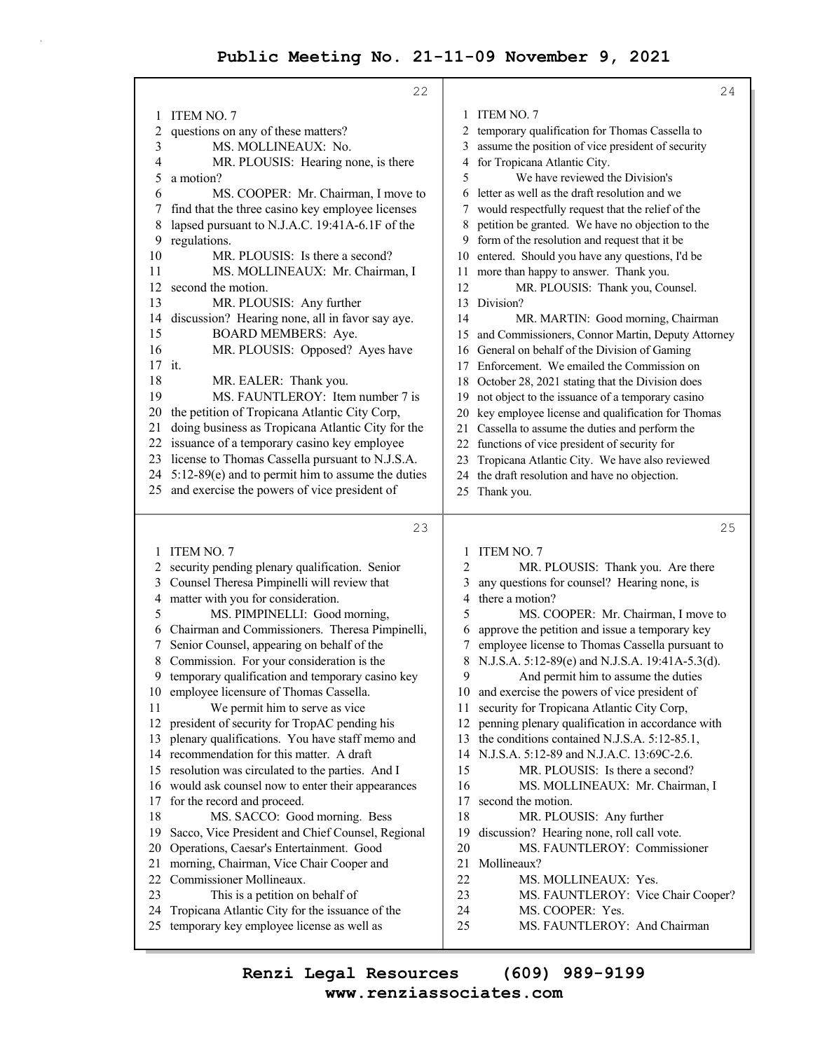ITEM NO. 7

questions on any of these matters?

MS. MOLLINEAUX: No.

MR. PLOUSIS: Hearing none, is there a motion?

MS. COOPER: Mr. Chairman, I move to find that the three casino key employee licenses lapsed pursuant to N.J.A.C. 19:41A-6.1F of the regulations.

MR. PLOUSIS: Is there a second?

MS. MOLLINEAUX: Mr. Chairman, I second the motion.

MR. PLOUSIS: Any further discussion? Hearing none, all in favor say aye.

BOARD MEMBERS: Aye.

MR. PLOUSIS: Opposed? Ayes have it.

MR. EALER: Thank you.

MS. FAUNTLEROY: Item number 7 is the petition of Tropicana Atlantic City Corp, doing business as Tropicana Atlantic City for the issuance of a temporary casino key employee license to Thomas Cassella pursuant to N.J.S.A. 5:12-89(e) and to permit him to assume the duties and exercise the powers of vice president of security pending plenary qualification. Senior Counsel Theresa Pimpinelli will review that matter with you for consideration.

MS. PIMPINELLI: Good morning, Chairman and Commissioners. Theresa Pimpinelli, Senior Counsel, appearing on behalf of the Commission. For your consideration is the temporary qualification and temporary casino key employee licensure of Thomas Cassella.

We permit him to serve as vice president of security for TropAC pending his plenary qualifications. You have staff memo and recommendation for this matter. A draft resolution was circulated to the parties. And I would ask counsel now to enter their appearances for the record and proceed.

MS. SACCO: Good morning. Bess Sacco, Vice President and Chief Counsel, Regional Operations, Caesar's Entertainment. Good morning, Chairman, Vice Chair Cooper and Commissioner Mollineaux.

This is a petition on behalf of Tropicana Atlantic City for the issuance of the temporary key employee license as well as temporary qualification for Thomas Cassella to assume the position of vice president of security for Tropicana Atlantic City.

We have reviewed the Division's letter as well as the draft resolution and we would respectfully request that the relief of the petition be granted. We have no objection to the form of the resolution and request that it be entered. Should you have any questions, I'd be more than happy to answer. Thank you.

MR. PLOUSIS: Thank you, Counsel. Division?

MR. MARTIN: Good morning, Chairman and Commissioners, Connor Martin, Deputy Attorney General on behalf of the Division of Gaming Enforcement. We emailed the Commission on October 28, 2021 stating that the Division does not object to the issuance of a temporary casino key employee license and qualification for Thomas Cassella to assume the duties and perform the functions of vice president of security for Tropicana Atlantic City. We have also reviewed the draft resolution and have no objection. Thank you.

MR. PLOUSIS: Thank you. Are there any questions for counsel? Hearing none, is there a motion?

MS. COOPER: Mr. Chairman, I move to approve the petition and issue a temporary key employee license to Thomas Cassella pursuant to N.J.S.A. 5:12-89(e) and N.J.S.A. 19:41A-5.3(d).

And permit him to assume the duties and exercise the powers of vice president of security for Tropicana Atlantic City Corp, penning plenary qualification in accordance with the conditions contained N.J.S.A. 5:12-85.1, N.J.S.A. 5:12-89 and N.J.A.C. 13:69C-2.6.

MR. PLOUSIS: Is there a second?

MS. MOLLINEAUX: Mr. Chairman, I second the motion.

MR. PLOUSIS: Any further discussion? Hearing none, roll call vote.

MS. FAUNTLEROY: Commissioner Mollineaux?

MS. MOLLINEAUX: Yes.

MS. FAUNTLEROY: Vice Chair Cooper?

MS. COOPER: Yes.

MS. FAUNTLEROY: And Chairman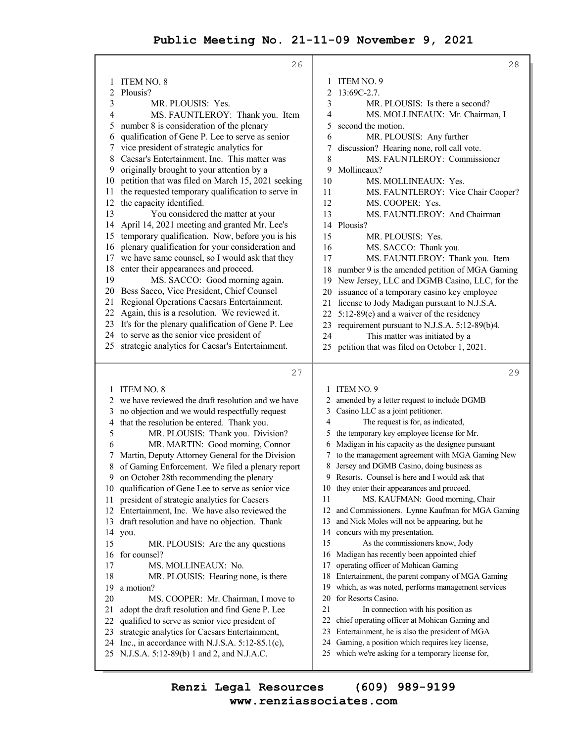**Public Meeting No. 21-11-09 November 9, 2021**

26

ITEM NO. 8

Plousis?

MR. PLOUSIS: Yes.

MS. FAUNTLEROY: Thank you. Item number 8 is consideration of the plenary qualification of Gene P. Lee to serve as senior vice president of strategic analytics for Caesar's Entertainment, Inc. This matter was originally brought to your attention by a petition that was filed on March 15, 2021 seeking the requested temporary qualification to serve in the capacity identified.

You considered the matter at your April 14, 2021 meeting and granted Mr. Lee's temporary qualification. Now, before you is his plenary qualification for your consideration and we have same counsel, so I would ask that they enter their appearances and proceed.

MS. SACCO: Good morning again. Bess Sacco, Vice President, Chief Counsel Regional Operations Caesars Entertainment. Again, this is a resolution. We reviewed it. It's for the plenary qualification of Gene P. Lee to serve as the senior vice president of strategic analytics for Caesar's Entertainment.

27

ITEM NO. 8

we have reviewed the draft resolution and we have no objection and we would respectfully request that the resolution be entered. Thank you.

MR. PLOUSIS: Thank you. Division?

MR. MARTIN: Good morning, Connor Martin, Deputy Attorney General for the Division of Gaming Enforcement. We filed a plenary report on October 28th recommending the plenary qualification of Gene Lee to serve as senior vice president of strategic analytics for Caesers Entertainment, Inc. We have also reviewed the draft resolution and have no objection. Thank you.

MR. PLOUSIS: Are the any questions for counsel?

MS. MOLLINEAUX: No.

MR. PLOUSIS: Hearing none, is there a motion?

MS. COOPER: Mr. Chairman, I move to adopt the draft resolution and find Gene P. Lee qualified to serve as senior vice president of strategic analytics for Caesars Entertainment, Inc., in accordance with N.J.S.A. 5:12-85.1(c), N.J.S.A. 5:12-89(b) 1 and 2, and N.J.A.C.

28

ITEM NO. 9

13:69C-2.7.

MR. PLOUSIS: Is there a second?

MS. MOLLINEAUX: Mr. Chairman, I second the motion.

MR. PLOUSIS: Any further discussion? Hearing none, roll call vote.

MS. FAUNTLEROY: Commissioner Mollineaux?

MS. MOLLINEAUX: Yes.

MS. FAUNTLEROY: Vice Chair Cooper?

MS. COOPER: Yes.

MS. FAUNTLEROY: And Chairman Plousis?

MR. PLOUSIS: Yes.

MS. SACCO: Thank you.

MS. FAUNTLEROY: Thank you. Item number 9 is the amended petition of MGA Gaming New Jersey, LLC and DGMB Casino, LLC, for the issuance of a temporary casino key employee license to Jody Madigan pursuant to N.J.S.A. 5:12-89(e) and a waiver of the residency requirement pursuant to N.J.S.A. 5:12-89(b)4.

This matter was initiated by a petition that was filed on October 1, 2021.

29

ITEM NO. 9

amended by a letter request to include DGMB Casino LLC as a joint petitioner.

The request is for, as indicated, the temporary key employee license for Mr. Madigan in his capacity as the designee pursuant to the management agreement with MGA Gaming New Jersey and DGMB Casino, doing business as Resorts. Counsel is here and I would ask that they enter their appearances and proceed.

MS. KAUFMAN: Good morning, Chair and Commissioners. Lynne Kaufman for MGA Gaming and Nick Moles will not be appearing, but he concurs with my presentation.

As the commissioners know, Jody Madigan has recently been appointed chief operating officer of Mohican Gaming Entertainment, the parent company of MGA Gaming which, as was noted, performs management services for Resorts Casino.

In connection with his position as chief operating officer at Mohican Gaming and Entertainment, he is also the president of MGA Gaming, a position which requires key license, which we're asking for a temporary license for,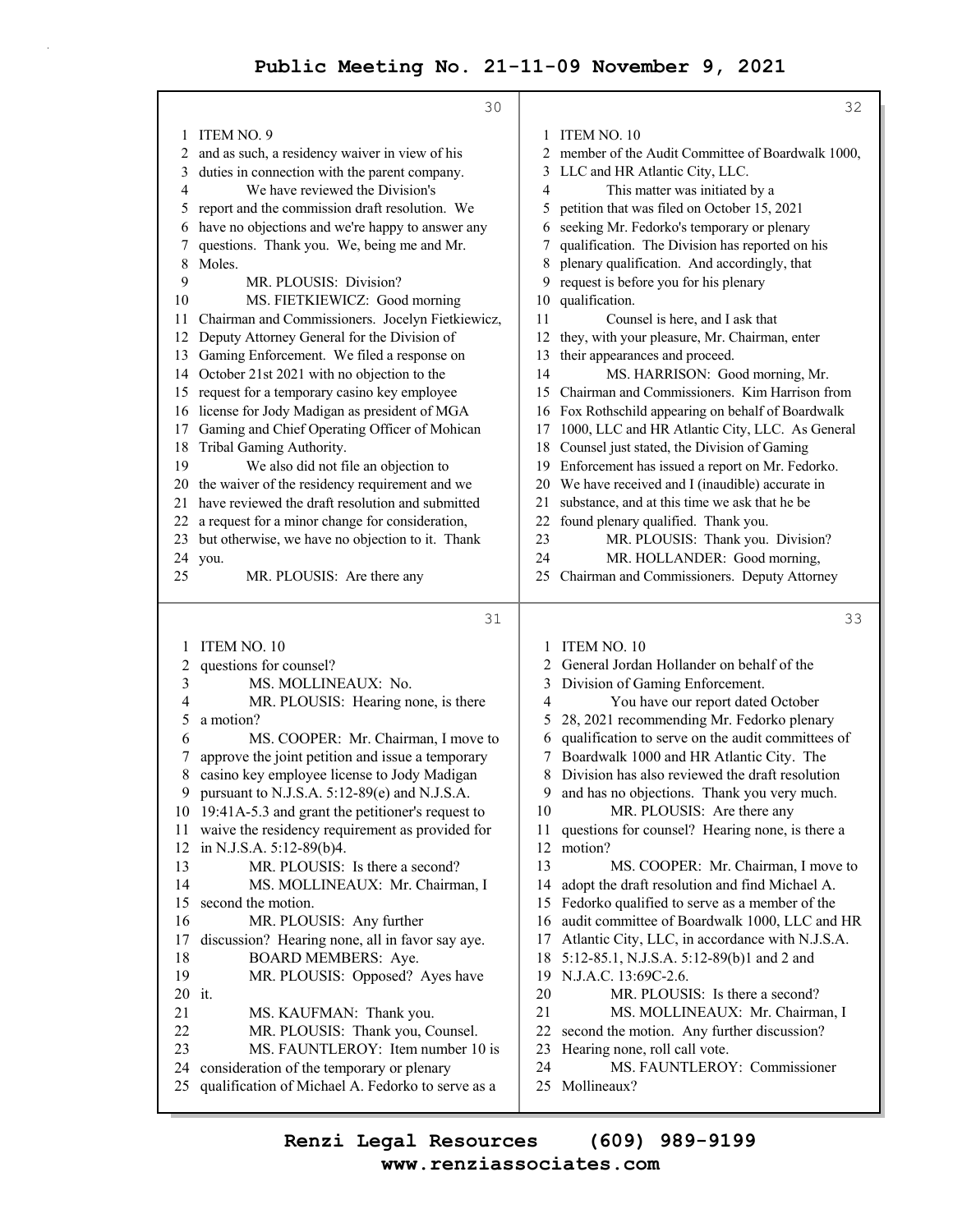ITEM NO. 9

and as such, a residency waiver in view of his duties in connection with the parent company.

We have reviewed the Division's report and the commission draft resolution. We have no objections and we're happy to answer any questions. Thank you. We, being me and Mr. Moles.

MR. PLOUSIS: Division?

MS. FIETKIEWICZ: Good morning Chairman and Commissioners. Jocelyn Fietkiewicz, Deputy Attorney General for the Division of Gaming Enforcement. We filed a response on October 21st 2021 with no objection to the request for a temporary casino key employee license for Jody Madigan as president of MGA Gaming and Chief Operating Officer of Mohican Tribal Gaming Authority.

We also did not file an objection to the waiver of the residency requirement and we have reviewed the draft resolution and submitted a request for a minor change for consideration, but otherwise, we have no objection to it. Thank you.

MR. PLOUSIS: Are there any

ITEM NO. 10

questions for counsel?

MS. MOLLINEAUX: No.

MR. PLOUSIS: Hearing none, is there a motion?

MS. COOPER: Mr. Chairman, I move to approve the joint petition and issue a temporary casino key employee license to Jody Madigan pursuant to N.J.S.A. 5:12-89(e) and N.J.S.A. 19:41A-5.3 and grant the petitioner's request to waive the residency requirement as provided for in N.J.S.A. 5:12-89(b)4.

MR. PLOUSIS: Is there a second?

MS. MOLLINEAUX: Mr. Chairman, I second the motion.

MR. PLOUSIS: Any further discussion? Hearing none, all in favor say aye.

BOARD MEMBERS: Aye.

MR. PLOUSIS: Opposed? Ayes have it.

MS. KAUFMAN: Thank you.

MR. PLOUSIS: Thank you, Counsel.

MS. FAUNTLEROY: Item number 10 is consideration of the temporary or plenary qualification of Michael A. Fedorko to serve as a

ITEM NO. 10

member of the Audit Committee of Boardwalk 1000, LLC and HR Atlantic City, LLC.

This matter was initiated by a petition that was filed on October 15, 2021 seeking Mr. Fedorko's temporary or plenary qualification. The Division has reported on his plenary qualification. And accordingly, that request is before you for his plenary qualification.

Counsel is here, and I ask that they, with your pleasure, Mr. Chairman, enter their appearances and proceed.

MS. HARRISON: Good morning, Mr. Chairman and Commissioners. Kim Harrison from Fox Rothschild appearing on behalf of Boardwalk 1000, LLC and HR Atlantic City, LLC. As General Counsel just stated, the Division of Gaming Enforcement has issued a report on Mr. Fedorko. We have received and I (inaudible) accurate in substance, and at this time we ask that he be found plenary qualified. Thank you.

MR. PLOUSIS: Thank you. Division?

MR. HOLLANDER: Good morning, Chairman and Commissioners. Deputy Attorney

ITEM NO. 10

General Jordan Hollander on behalf of the Division of Gaming Enforcement.

You have our report dated October 28, 2021 recommending Mr. Fedorko plenary qualification to serve on the audit committees of Boardwalk 1000 and HR Atlantic City. The Division has also reviewed the draft resolution and has no objections. Thank you very much.

MR. PLOUSIS: Are there any questions for counsel? Hearing none, is there a motion?

MS. COOPER: Mr. Chairman, I move to adopt the draft resolution and find Michael A. Fedorko qualified to serve as a member of the audit committee of Boardwalk 1000, LLC and HR Atlantic City, LLC, in accordance with N.J.S.A. 5:12-85.1, N.J.S.A. 5:12-89(b)1 and 2 and N.J.A.C. 13:69C-2.6.

MR. PLOUSIS: Is there a second?

MS. MOLLINEAUX: Mr. Chairman, I second the motion. Any further discussion? Hearing none, roll call vote.

MS. FAUNTLEROY: Commissioner Mollineaux?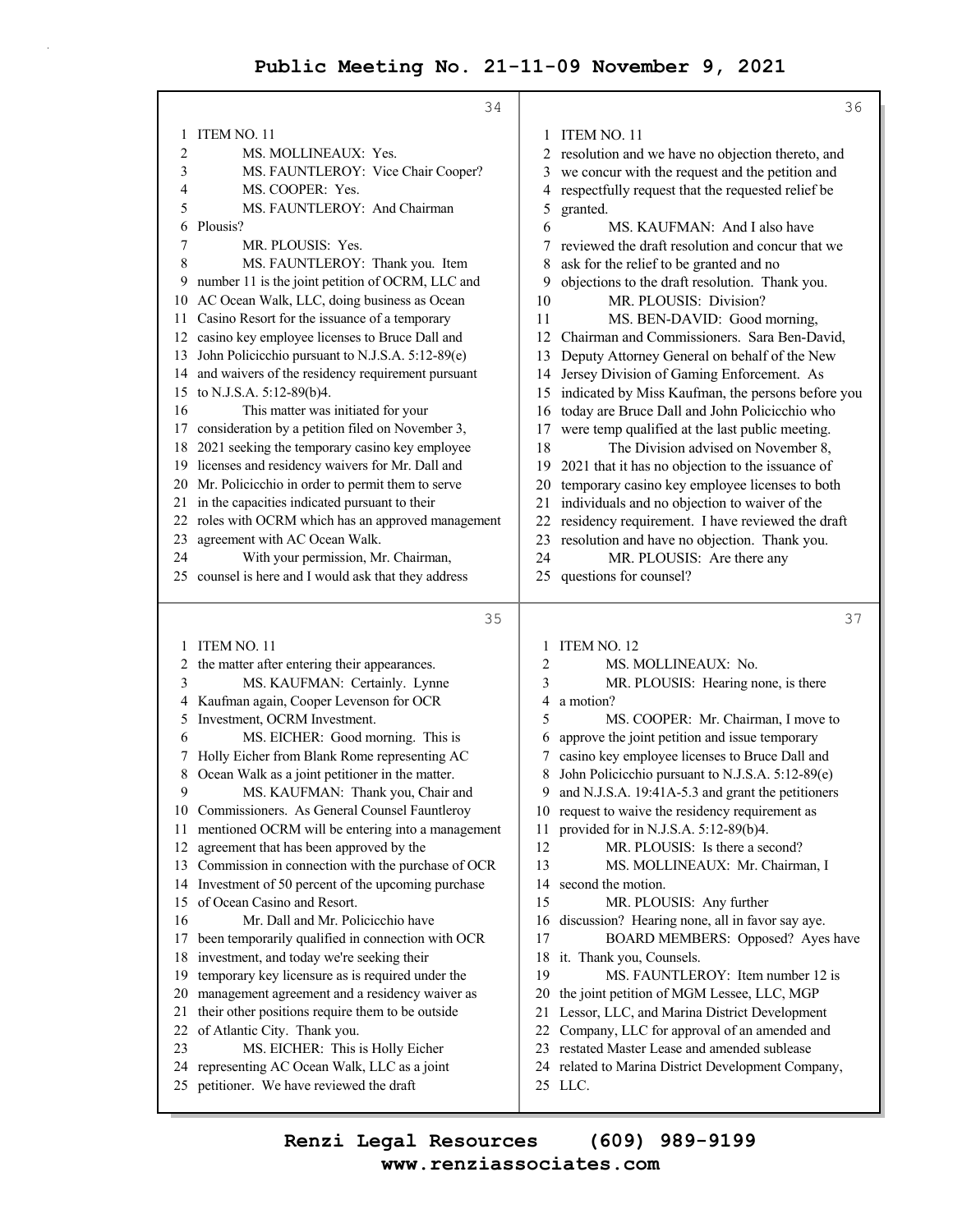**Public Meeting No. 21-11-09 November 9, 2021**

34

1 ITEM NO. 11
2 MS. MOLLINEAUX: Yes.
3 MS. FAUNTLEROY: Vice Chair Cooper?
4 MS. COOPER: Yes.
5 MS. FAUNTLEROY: And Chairman
6 Plousis?
7 MR. PLOUSIS: Yes.
8 MS. FAUNTLEROY: Thank you. Item
9 number 11 is the joint petition of OCRM, LLC and
10 AC Ocean Walk, LLC, doing business as Ocean
11 Casino Resort for the issuance of a temporary
12 casino key employee licenses to Bruce Dall and
13 John Policicchio pursuant to N.J.S.A. 5:12-89(e)
14 and waivers of the residency requirement pursuant
15 to N.J.S.A. 5:12-89(b)4.
16 This matter was initiated for your
17 consideration by a petition filed on November 3,
18 2021 seeking the temporary casino key employee
19 licenses and residency waivers for Mr. Dall and
20 Mr. Policicchio in order to permit them to serve
21 in the capacities indicated pursuant to their
22 roles with OCRM which has an approved management
23 agreement with AC Ocean Walk.
24 With your permission, Mr. Chairman,
25 counsel is here and I would ask that they address

35

1 ITEM NO. 11
2 the matter after entering their appearances.
3 MS. KAUFMAN: Certainly. Lynne
4 Kaufman again, Cooper Levenson for OCR
5 Investment, OCRM Investment.
6 MS. EICHER: Good morning. This is
7 Holly Eicher from Blank Rome representing AC
8 Ocean Walk as a joint petitioner in the matter.
9 MS. KAUFMAN: Thank you, Chair and
10 Commissioners. As General Counsel Fauntleroy
11 mentioned OCRM will be entering into a management
12 agreement that has been approved by the
13 Commission in connection with the purchase of OCR
14 Investment of 50 percent of the upcoming purchase
15 of Ocean Casino and Resort.
16 Mr. Dall and Mr. Policicchio have
17 been temporarily qualified in connection with OCR
18 investment, and today we're seeking their
19 temporary key licensure as is required under the
20 management agreement and a residency waiver as
21 their other positions require them to be outside
22 of Atlantic City. Thank you.
23 MS. EICHER: This is Holly Eicher
24 representing AC Ocean Walk, LLC as a joint
25 petitioner. We have reviewed the draft

36

1 ITEM NO. 11
2 resolution and we have no objection thereto, and
3 we concur with the request and the petition and
4 respectfully request that the requested relief be
5 granted.
6 MS. KAUFMAN: And I also have
7 reviewed the draft resolution and concur that we
8 ask for the relief to be granted and no
9 objections to the draft resolution. Thank you.
10 MR. PLOUSIS: Division?
11 MS. BEN-DAVID: Good morning,
12 Chairman and Commissioners. Sara Ben-David,
13 Deputy Attorney General on behalf of the New
14 Jersey Division of Gaming Enforcement. As
15 indicated by Miss Kaufman, the persons before you
16 today are Bruce Dall and John Policicchio who
17 were temp qualified at the last public meeting.
18 The Division advised on November 8,
19 2021 that it has no objection to the issuance of
20 temporary casino key employee licenses to both
21 individuals and no objection to waiver of the
22 residency requirement. I have reviewed the draft
23 resolution and have no objection. Thank you.
24 MR. PLOUSIS: Are there any
25 questions for counsel?

37

1 ITEM NO. 12
2 MS. MOLLINEAUX: No.
3 MR. PLOUSIS: Hearing none, is there
4 a motion?
5 MS. COOPER: Mr. Chairman, I move to
6 approve the joint petition and issue temporary
7 casino key employee licenses to Bruce Dall and
8 John Policicchio pursuant to N.J.S.A. 5:12-89(e)
9 and N.J.S.A. 19:41A-5.3 and grant the petitioners
10 request to waive the residency requirement as
11 provided for in N.J.S.A. 5:12-89(b)4.
12 MR. PLOUSIS: Is there a second?
13 MS. MOLLINEAUX: Mr. Chairman, I
14 second the motion.
15 MR. PLOUSIS: Any further
16 discussion? Hearing none, all in favor say aye.
17 BOARD MEMBERS: Opposed? Ayes have
18 it. Thank you, Counsels.
19 MS. FAUNTLEROY: Item number 12 is
20 the joint petition of MGM Lessee, LLC, MGP
21 Lessor, LLC, and Marina District Development
22 Company, LLC for approval of an amended and
23 restated Master Lease and amended sublease
24 related to Marina District Development Company,
25 LLC.

**Renzi Legal Resources (609) 989-9199**
**www.renziassociates.com**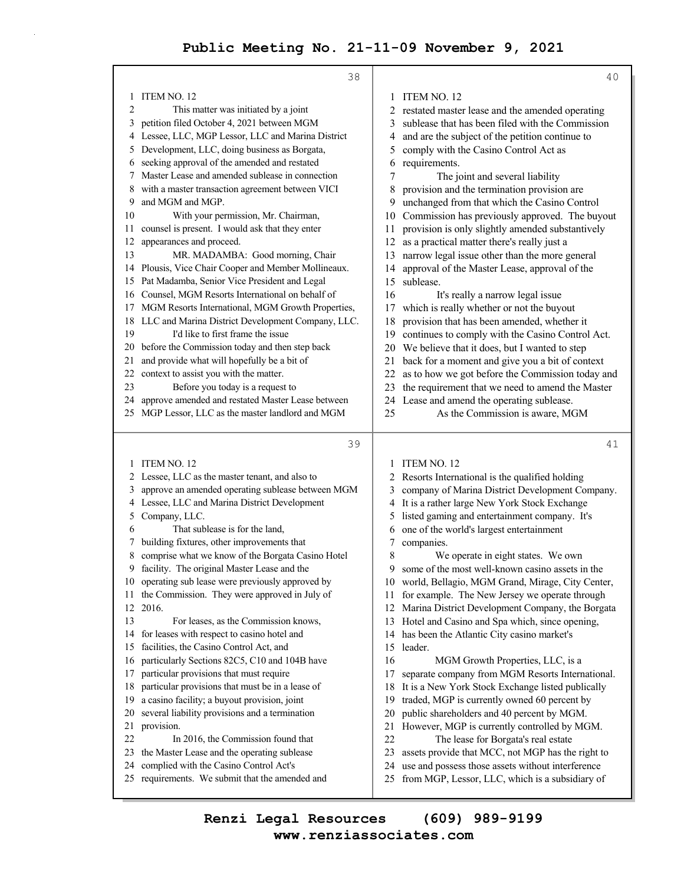ITEM NO. 12

This matter was initiated by a joint petition filed October 4, 2021 between MGM Lessee, LLC, MGP Lessor, LLC and Marina District Development, LLC, doing business as Borgata, seeking approval of the amended and restated Master Lease and amended sublease in connection with a master transaction agreement between VICI and MGM and MGP.

With your permission, Mr. Chairman, counsel is present. I would ask that they enter appearances and proceed.

MR. MADAMBA: Good morning, Chair Plousis, Vice Chair Cooper and Member Mollineaux. Pat Madamba, Senior Vice President and Legal Counsel, MGM Resorts International on behalf of MGM Resorts International, MGM Growth Properties, LLC and Marina District Development Company, LLC.

I'd like to first frame the issue before the Commission today and then step back and provide what will hopefully be a bit of context to assist you with the matter.

Before you today is a request to approve amended and restated Master Lease between MGP Lessor, LLC as the master landlord and MGM Lessee, LLC as the master tenant, and also to approve an amended operating sublease between MGM Lessee, LLC and Marina District Development Company, LLC.

That sublease is for the land, building fixtures, other improvements that comprise what we know of the Borgata Casino Hotel facility. The original Master Lease and the operating sub lease were previously approved by the Commission. They were approved in July of 2016.

For leases, as the Commission knows, for leases with respect to casino hotel and facilities, the Casino Control Act, and particularly Sections 82C5, C10 and 104B have particular provisions that must require particular provisions that must be in a lease of a casino facility; a buyout provision, joint several liability provisions and a termination provision.

In 2016, the Commission found that the Master Lease and the operating sublease complied with the Casino Control Act's requirements. We submit that the amended and restated master lease and the amended operating sublease that has been filed with the Commission and are the subject of the petition continue to comply with the Casino Control Act as requirements.

The joint and several liability provision and the termination provision are unchanged from that which the Casino Control Commission has previously approved. The buyout provision is only slightly amended substantively as a practical matter there's really just a narrow legal issue other than the more general approval of the Master Lease, approval of the sublease.

It's really a narrow legal issue which is really whether or not the buyout provision that has been amended, whether it continues to comply with the Casino Control Act. We believe that it does, but I wanted to step back for a moment and give you a bit of context as to how we got before the Commission today and the requirement that we need to amend the Master Lease and amend the operating sublease.

As the Commission is aware, MGM Resorts International is the qualified holding company of Marina District Development Company. It is a rather large New York Stock Exchange listed gaming and entertainment company. It's one of the world's largest entertainment companies.

We operate in eight states. We own some of the most well-known casino assets in the world, Bellagio, MGM Grand, Mirage, City Center, for example. The New Jersey we operate through Marina District Development Company, the Borgata Hotel and Casino and Spa which, since opening, has been the Atlantic City casino market's leader.

MGM Growth Properties, LLC, is a separate company from MGM Resorts International. It is a New York Stock Exchange listed publically traded, MGP is currently owned 60 percent by public shareholders and 40 percent by MGM. However, MGP is currently controlled by MGM.

The lease for Borgata's real estate assets provide that MCC, not MGP has the right to use and possess those assets without interference from MGP, Lessor, LLC, which is a subsidiary of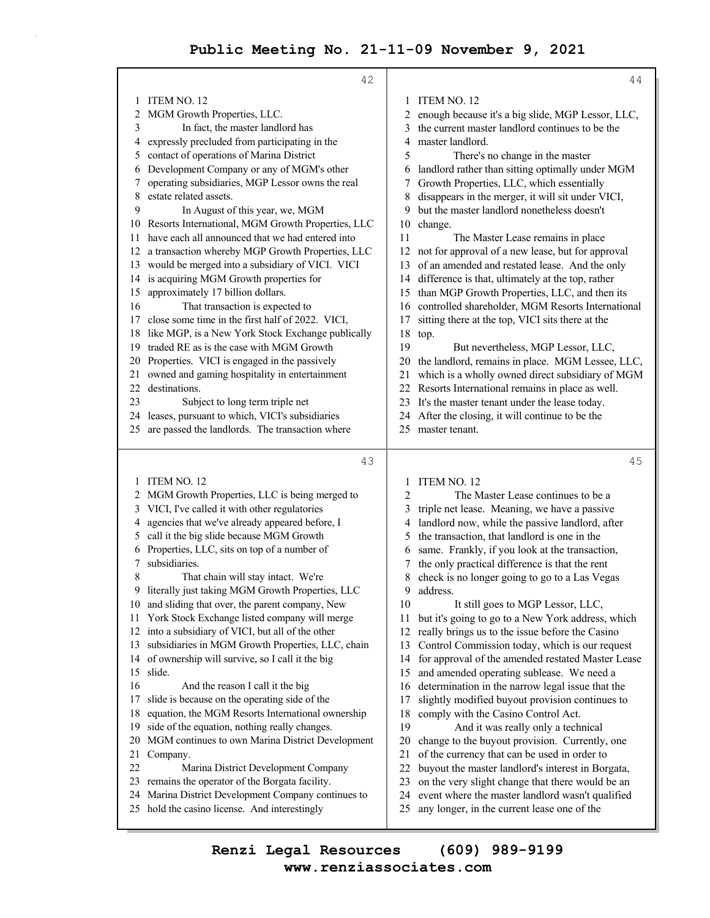**Page 42**

1 ITEM NO. 12
2 MGM Growth Properties, LLC.
3 In fact, the master landlord has
4 expressly precluded from participating in the
5 contact of operations of Marina District
6 Development Company or any of MGM's other
7 operating subsidiaries, MGP Lessor owns the real
8 estate related assets.
9 In August of this year, we, MGM
10 Resorts International, MGM Growth Properties, LLC
11 have each all announced that we had entered into
12 a transaction whereby MGP Growth Properties, LLC
13 would be merged into a subsidiary of VICI. VICI
14 is acquiring MGM Growth properties for
15 approximately 17 billion dollars.
16 That transaction is expected to
17 close some time in the first half of 2022. VICI,
18 like MGP, is a New York Stock Exchange publically
19 traded RE as is the case with MGM Growth
20 Properties. VICI is engaged in the passively
21 owned and gaming hospitality in entertainment
22 destinations.
23 Subject to long term triple net
24 leases, pursuant to which, VICI's subsidiaries
25 are passed the landlords. The transaction where

**Page 43**

1 ITEM NO. 12
2 MGM Growth Properties, LLC is being merged to
3 VICI, I've called it with other regulatories
4 agencies that we've already appeared before, I
5 call it the big slide because MGM Growth
6 Properties, LLC, sits on top of a number of
7 subsidiaries.
8 That chain will stay intact. We're
9 literally just taking MGM Growth Properties, LLC
10 and sliding that over, the parent company, New
11 York Stock Exchange listed company will merge
12 into a subsidiary of VICI, but all of the other
13 subsidiaries in MGM Growth Properties, LLC, chain
14 of ownership will survive, so I call it the big
15 slide.
16 And the reason I call it the big
17 slide is because on the operating side of the
18 equation, the MGM Resorts International ownership
19 side of the equation, nothing really changes.
20 MGM continues to own Marina District Development
21 Company.
22 Marina District Development Company
23 remains the operator of the Borgata facility.
24 Marina District Development Company continues to
25 hold the casino license. And interestingly

**Page 44**

1 ITEM NO. 12
2 enough because it's a big slide, MGP Lessor, LLC,
3 the current master landlord continues to be the
4 master landlord.
5 There's no change in the master
6 landlord rather than sitting optimally under MGM
7 Growth Properties, LLC, which essentially
8 disappears in the merger, it will sit under VICI,
9 but the master landlord nonetheless doesn't
10 change.
11 The Master Lease remains in place
12 not for approval of a new lease, but for approval
13 of an amended and restated lease. And the only
14 difference is that, ultimately at the top, rather
15 than MGP Growth Properties, LLC, and then its
16 controlled shareholder, MGM Resorts International
17 sitting there at the top, VICI sits there at the
18 top.
19 But nevertheless, MGP Lessor, LLC,
20 the landlord, remains in place. MGM Lessee, LLC,
21 which is a wholly owned direct subsidiary of MGM
22 Resorts International remains in place as well.
23 It's the master tenant under the lease today.
24 After the closing, it will continue to be the
25 master tenant.

**Page 45**

1 ITEM NO. 12
2 The Master Lease continues to be a
3 triple net lease. Meaning, we have a passive
4 landlord now, while the passive landlord, after
5 the transaction, that landlord is one in the
6 same. Frankly, if you look at the transaction,
7 the only practical difference is that the rent
8 check is no longer going to go to a Las Vegas
9 address.
10 It still goes to MGP Lessor, LLC,
11 but it's going to go to a New York address, which
12 really brings us to the issue before the Casino
13 Control Commission today, which is our request
14 for approval of the amended restated Master Lease
15 and amended operating sublease. We need a
16 determination in the narrow legal issue that the
17 slightly modified buyout provision continues to
18 comply with the Casino Control Act.
19 And it was really only a technical
20 change to the buyout provision. Currently, one
21 of the currency that can be used in order to
22 buyout the master landlord's interest in Borgata,
23 on the very slight change that there would be an
24 event where the master landlord wasn't qualified
25 any longer, in the current lease one of the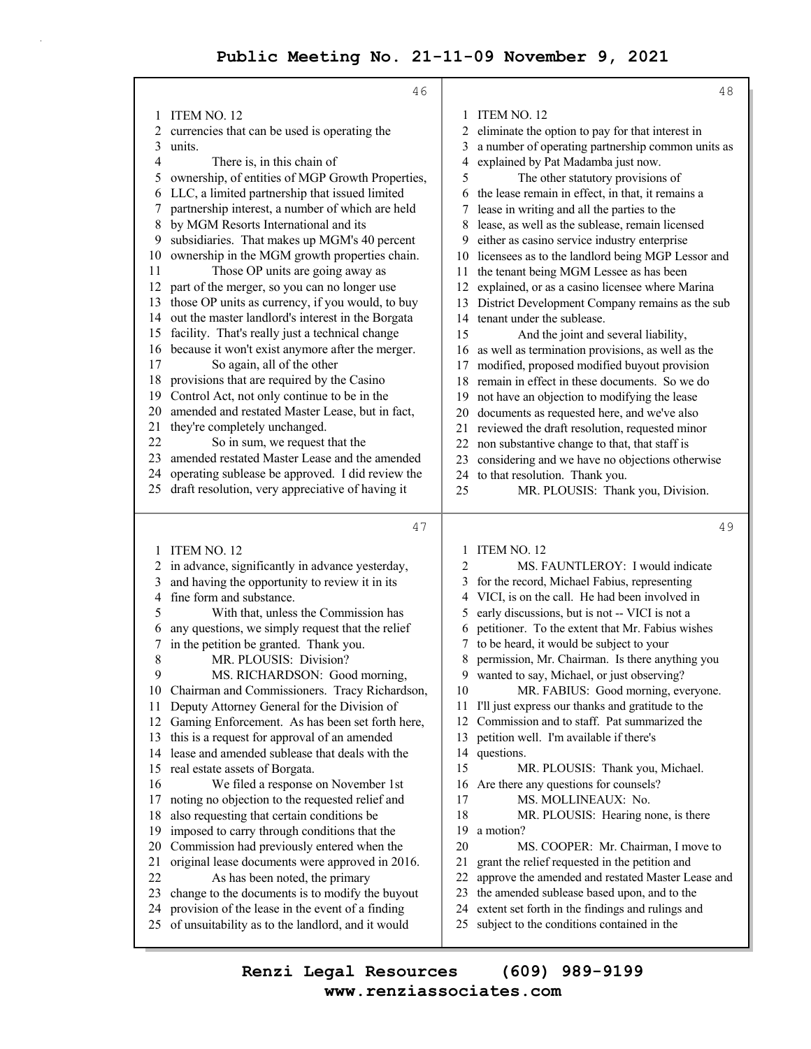ITEM NO. 12

currencies that can be used is operating the units.

There is, in this chain of ownership, of entities of MGP Growth Properties, LLC, a limited partnership that issued limited partnership interest, a number of which are held by MGM Resorts International and its subsidiaries. That makes up MGM's 40 percent ownership in the MGM growth properties chain.

Those OP units are going away as part of the merger, so you can no longer use those OP units as currency, if you would, to buy out the master landlord's interest in the Borgata facility. That's really just a technical change because it won't exist anymore after the merger.

So again, all of the other provisions that are required by the Casino Control Act, not only continue to be in the amended and restated Master Lease, but in fact, they're completely unchanged.

So in sum, we request that the amended restated Master Lease and the amended operating sublease be approved. I did review the draft resolution, very appreciative of having it in advance, significantly in advance yesterday, and having the opportunity to review it in its fine form and substance.

With that, unless the Commission has any questions, we simply request that the relief in the petition be granted. Thank you.

MR. PLOUSIS: Division?

MS. RICHARDSON: Good morning, Chairman and Commissioners. Tracy Richardson, Deputy Attorney General for the Division of Gaming Enforcement. As has been set forth here, this is a request for approval of an amended lease and amended sublease that deals with the real estate assets of Borgata.

We filed a response on November 1st noting no objection to the requested relief and also requesting that certain conditions be imposed to carry through conditions that the Commission had previously entered when the original lease documents were approved in 2016.

As has been noted, the primary change to the documents is to modify the buyout provision of the lease in the event of a finding of unsuitability as to the landlord, and it would eliminate the option to pay for that interest in a number of operating partnership common units as explained by Pat Madamba just now.

The other statutory provisions of the lease remain in effect, in that, it remains a lease in writing and all the parties to the lease, as well as the sublease, remain licensed either as casino service industry enterprise licensees as to the landlord being MGP Lessor and the tenant being MGM Lessee as has been explained, or as a casino licensee where Marina District Development Company remains as the sub tenant under the sublease.

And the joint and several liability, as well as termination provisions, as well as the modified, proposed modified buyout provision remain in effect in these documents. So we do not have an objection to modifying the lease documents as requested here, and we've also reviewed the draft resolution, requested minor non substantive change to that, that staff is considering and we have no objections otherwise to that resolution. Thank you.

MR. PLOUSIS: Thank you, Division.

MS. FAUNTLEROY: I would indicate for the record, Michael Fabius, representing VICI, is on the call. He had been involved in early discussions, but is not -- VICI is not a petitioner. To the extent that Mr. Fabius wishes to be heard, it would be subject to your permission, Mr. Chairman. Is there anything you wanted to say, Michael, or just observing?

MR. FABIUS: Good morning, everyone. I'll just express our thanks and gratitude to the Commission and to staff. Pat summarized the petition well. I'm available if there's questions.

MR. PLOUSIS: Thank you, Michael. Are there any questions for counsels?

MS. MOLLINEAUX: No.

MR. PLOUSIS: Hearing none, is there a motion?

MS. COOPER: Mr. Chairman, I move to grant the relief requested in the petition and approve the amended and restated Master Lease and the amended sublease based upon, and to the extent set forth in the findings and rulings and subject to the conditions contained in the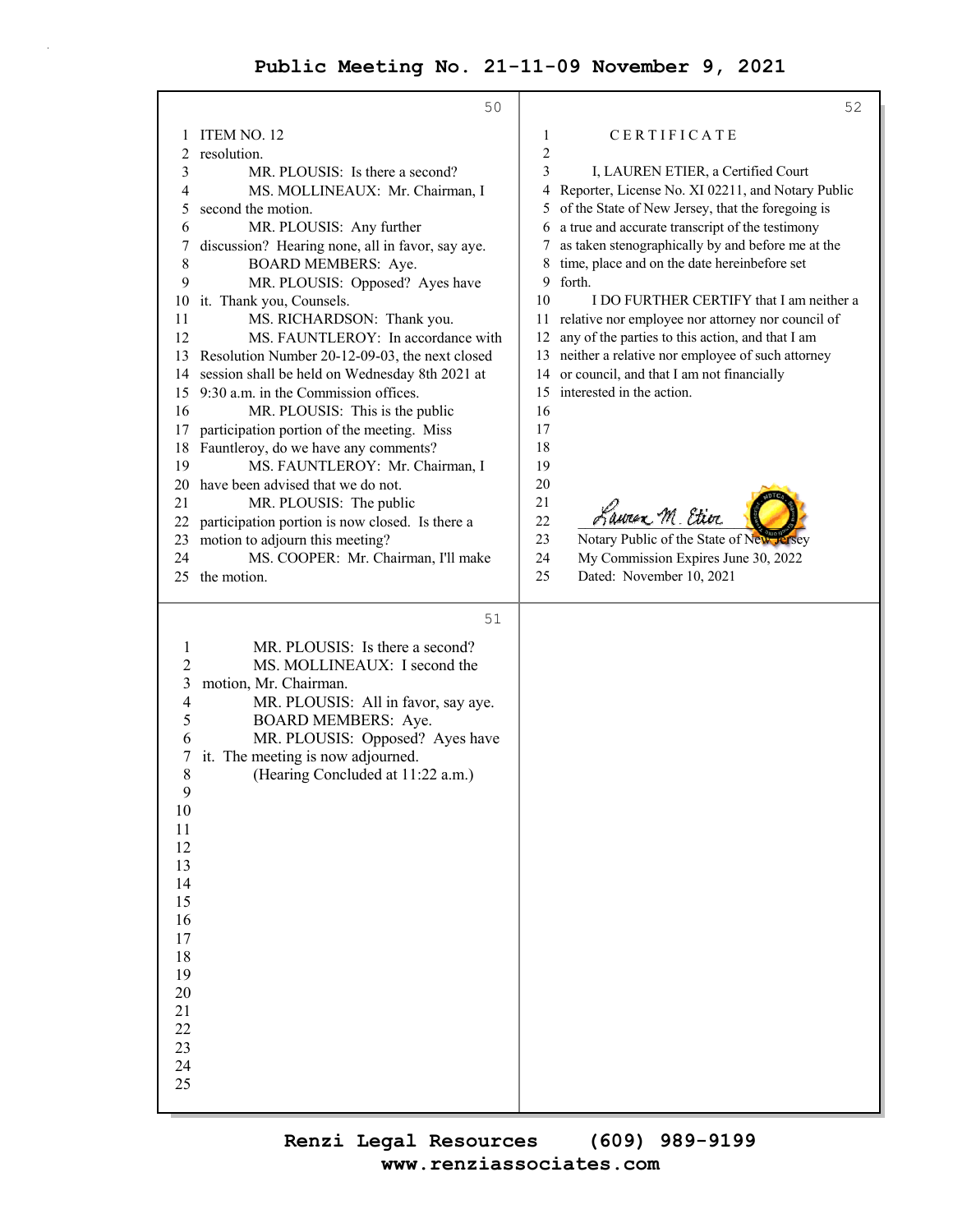ITEM NO. 12
resolution.

MR. PLOUSIS: Is there a second?

MS. MOLLINEAUX: Mr. Chairman, I second the motion.

MR. PLOUSIS: Any further discussion? Hearing none, all in favor, say aye.

BOARD MEMBERS: Aye.

MR. PLOUSIS: Opposed? Ayes have it. Thank you, Counsels.

MS. RICHARDSON: Thank you.

MS. FAUNTLEROY: In accordance with Resolution Number 20-12-09-03, the next closed session shall be held on Wednesday 8th 2021 at 9:30 a.m. in the Commission offices.

MR. PLOUSIS: This is the public participation portion of the meeting. Miss Fauntleroy, do we have any comments?

MS. FAUNTLEROY: Mr. Chairman, I have been advised that we do not.

MR. PLOUSIS: The public participation portion is now closed. Is there a motion to adjourn this meeting?

MS. COOPER: Mr. Chairman, I'll make the motion.

MR. PLOUSIS: Is there a second?

MS. MOLLINEAUX: I second the motion, Mr. Chairman.

MR. PLOUSIS: All in favor, say aye.

BOARD MEMBERS: Aye.

MR. PLOUSIS: Opposed? Ayes have it. The meeting is now adjourned.

(Hearing Concluded at 11:22 a.m.)

C E R T I F I C A T E

I, LAUREN ETIER, a Certified Court Reporter, License No. XI 02211, and Notary Public of the State of New Jersey, that the foregoing is a true and accurate transcript of the testimony as taken stenographically by and before me at the time, place and on the date hereinbefore set forth.

I DO FURTHER CERTIFY that I am neither a relative nor employee nor attorney nor council of any of the parties to this action, and that I am neither a relative nor employee of such attorney or council, and that I am not financially interested in the action.

Lauren M. Etier
Notary Public of the State of New Jersey
My Commission Expires June 30, 2022
Dated: November 10, 2021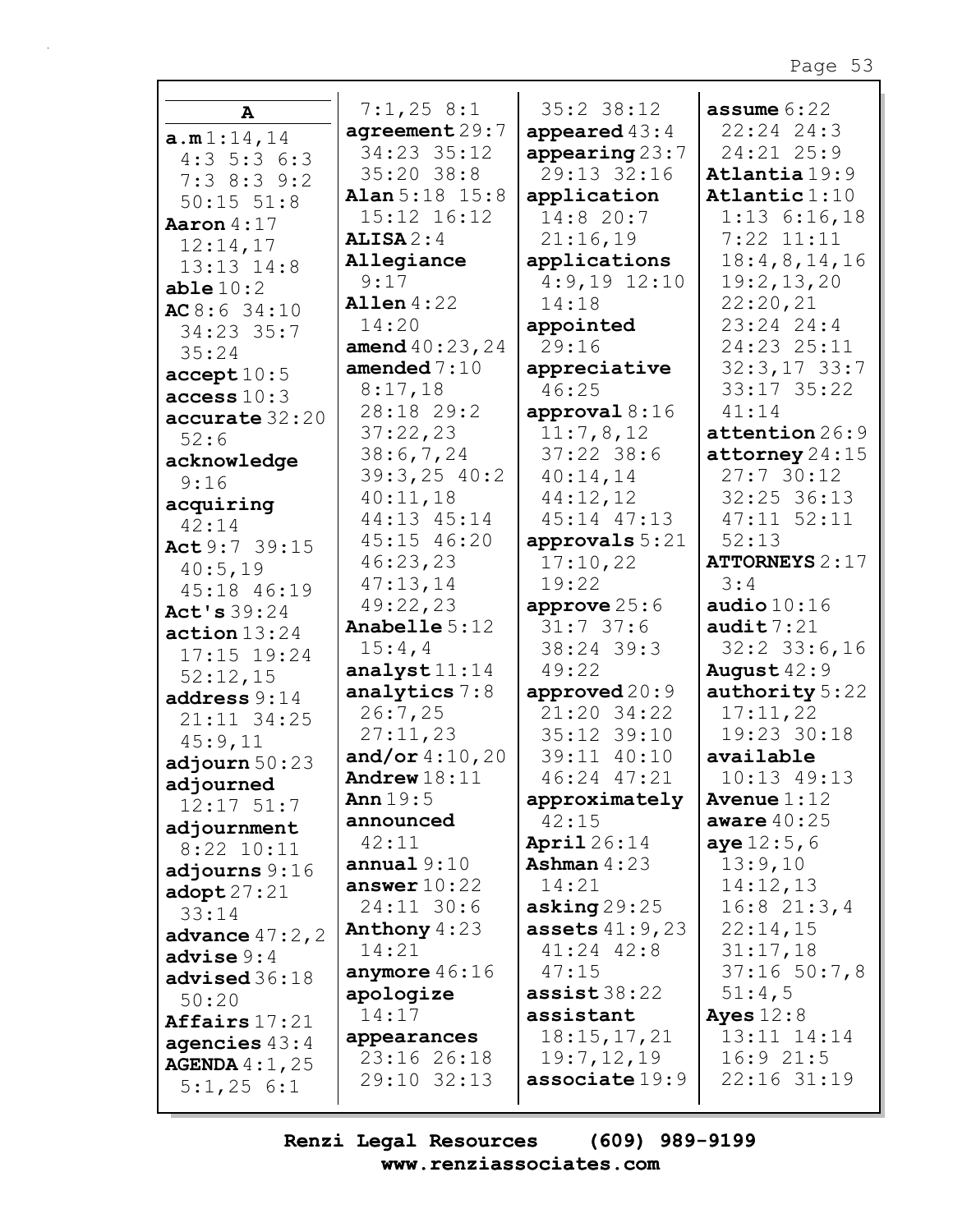**A**

**a.m** 1:14,14 4:3 5:3 6:3 7:3 8:3 9:2 50:15 51:8
**Aaron** 4:17 12:14,17 13:13 14:8
**able** 10:2
**AC** 8:6 34:10 34:23 35:7 35:24
**accept** 10:5
**access** 10:3
**accurate** 32:20 52:6
**acknowledge** 9:16
**acquiring** 42:14
**Act** 9:7 39:15 40:5,19 45:18 46:19
**Act's** 39:24
**action** 13:24 17:15 19:24 52:12,15
**address** 9:14 21:11 34:25 45:9,11
**adjourn** 50:23
**adjourned** 12:17 51:7
**adjournment** 8:22 10:11
**adjourns** 9:16
**adopt** 27:21 33:14
**advance** 47:2,2
**advise** 9:4
**advised** 36:18 50:20
**Affairs** 17:21
**agencies** 43:4
**AGENDA** 4:1,25 5:1,25 6:1 7:1,25 8:1
**agreement** 29:7 34:23 35:12 35:20 38:8
**Alan** 5:18 15:8 15:12 16:12
**ALISA** 2:4
**Allegiance** 9:17
**Allen** 4:22 14:20
**amend** 40:23,24
**amended** 7:10 8:17,18 28:18 29:2 37:22,23 38:6,7,24 39:3,25 40:2 40:11,18 44:13 45:14 45:15 46:20 46:23,23 47:13,14 49:22,23
**Anabelle** 5:12 15:4,4
**analyst** 11:14
**analytics** 7:8 26:7,25 27:11,23
**and/or** 4:10,20
**Andrew** 18:11
**Ann** 19:5
**announced** 42:11
**annual** 9:10
**answer** 10:22 24:11 30:6
**Anthony** 4:23 14:21
**anymore** 46:16
**apologize** 14:17
**appearances** 23:16 26:18 29:10 32:13 35:2 38:12
**appeared** 43:4
**appearing** 23:7 29:13 32:16
**application** 14:8 20:7 21:16,19
**applications** 4:9,19 12:10 14:18
**appointed** 29:16
**appreciative** 46:25
**approval** 8:16 11:7,8,12 37:22 38:6 40:14,14 44:12,12 45:14 47:13
**approvals** 5:21 17:10,22 19:22
**approve** 25:6 31:7 37:6 38:24 39:3 49:22
**approved** 20:9 21:20 34:22 35:12 39:10 39:11 40:10 46:24 47:21
**approximately** 42:15
**April** 26:14
**Ashman** 4:23 14:21
**asking** 29:25
**assets** 41:9,23 41:24 42:8 47:15
**assist** 38:22
**assistant** 18:15,17,21 19:7,12,19
**associate** 19:9
**assume** 6:22 22:24 24:3 24:21 25:9
**Atlantia** 19:9
**Atlantic** 1:10 1:13 6:16,18 7:22 11:11 18:4,8,14,16 19:2,13,20 22:20,21 23:24 24:4 24:23 25:11 32:3,17 33:7 33:17 35:22 41:14
**attention** 26:9
**attorney** 24:15 27:7 30:12 32:25 36:13 47:11 52:11 52:13
**ATTORNEYS** 2:17 3:4
**audio** 10:16
**audit** 7:21 32:2 33:6,16
**August** 42:9
**authority** 5:22 17:11,22 19:23 30:18
**available** 10:13 49:13
**Avenue** 1:12
**aware** 40:25
**aye** 12:5,6 13:9,10 14:12,13 16:8 21:3,4 22:14,15 31:17,18 37:16 50:7,8 51:4,5
**Ayes** 12:8 13:11 14:14 16:9 21:5 22:16 31:19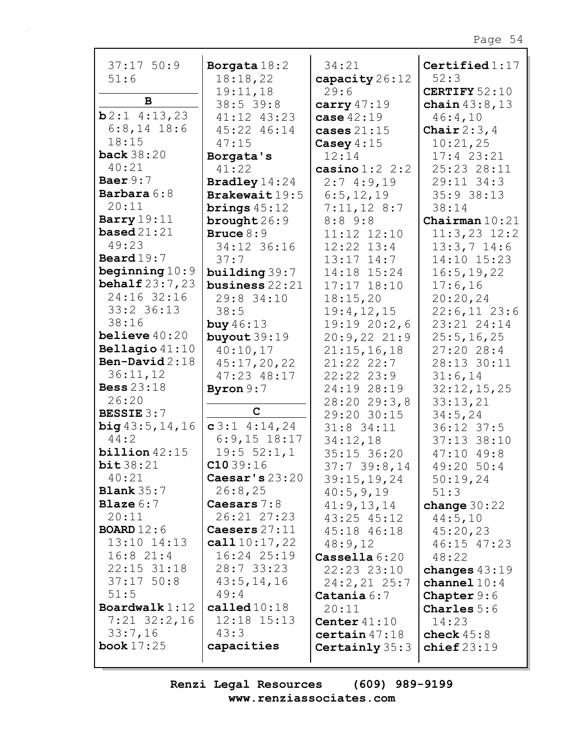37:17 50:9
51:6

**B**

**b** 2:1 4:13,23
6:8,14 18:6
18:15
**back** 38:20
40:21
**Baer** 9:7
**Barbara** 6:8
20:11
**Barry** 19:11
**based** 21:21
49:23
**Beard** 19:7
**beginning** 10:9
**behalf** 23:7,23
24:16 32:16
33:2 36:13
38:16
**believe** 40:20
**Bellagio** 41:10
**Ben-David** 2:18
36:11,12
**Bess** 23:18
26:20
**BESSIE** 3:7
**big** 43:5,14,16
44:2
**billion** 42:15
**bit** 38:21
40:21
**Blank** 35:7
**Blaze** 6:7
20:11
**BOARD** 12:6
13:10 14:13
16:8 21:4
22:15 31:18
37:17 50:8
51:5
**Boardwalk** 1:12
7:21 32:2,16
33:7,16
**book** 17:25

**Borgata** 18:2
18:18,22
19:11,18
38:5 39:8
41:12 43:23
45:22 46:14
47:15
**Borgata's**
41:22
**Bradley** 14:24
**Brakewait** 19:5
**brings** 45:12
**brought** 26:9
**Bruce** 8:9
34:12 36:16
37:7
**building** 39:7
**business** 22:21
29:8 34:10
38:5
**buy** 46:13
**buyout** 39:19
40:10,17
45:17,20,22
47:23 48:17
**Byron** 9:7

**C**

**c** 3:1 4:14,24
6:9,15 18:17
19:5 52:1,1
**C10** 39:16
**Caesar's** 23:20
26:8,25
**Caesars** 7:8
26:21 27:23
**Caesers** 27:11
**call** 10:17,22
16:24 25:19
28:7 33:23
43:5,14,16
49:4
**called** 10:18
12:18 15:13
43:3
**capacities**
34:21
**capacity** 26:12
29:6
**carry** 47:19
**case** 42:19
**cases** 21:15
**Casey** 4:15
12:14
**casino** 1:2 2:2
2:7 4:9,19
6:5,12,19
7:11,12 8:7
8:8 9:8
11:12 12:10
12:22 13:4
13:17 14:7
14:18 15:24
17:17 18:10
18:15,20
19:4,12,15
19:19 20:2,6
20:9,22 21:9
21:15,16,18
21:22 22:7
22:22 23:9
24:19 28:19
28:20 29:3,8
29:20 30:15
31:8 34:11
34:12,18
35:15 36:20
37:7 39:8,14
39:15,19,24
40:5,9,19
41:9,13,14
43:25 45:12
45:18 46:18
48:9,12
**Cassella** 6:20
22:23 23:10
24:2,21 25:7
**Catania** 6:7
20:11
**Center** 41:10
**certain** 47:18
**Certainly** 35:3

**Certified** 1:17
52:3
**CERTIFY** 52:10
**chain** 43:8,13
46:4,10
**Chair** 2:3,4
10:21,25
17:4 23:21
25:23 28:11
29:11 34:3
35:9 38:13
38:14
**Chairman** 10:21
11:3,23 12:2
13:3,7 14:6
14:10 15:23
16:5,19,22
17:6,16
20:20,24
22:6,11 23:6
23:21 24:14
25:5,16,25
27:20 28:4
28:13 30:11
31:6,14
32:12,15,25
33:13,21
34:5,24
36:12 37:5
37:13 38:10
47:10 49:8
49:20 50:4
50:19,24
51:3
**change** 30:22
44:5,10
45:20,23
46:15 47:23
48:22
**changes** 43:19
**channel** 10:4
**Chapter** 9:6
**Charles** 5:6
14:23
**check** 45:8
**chief** 23:19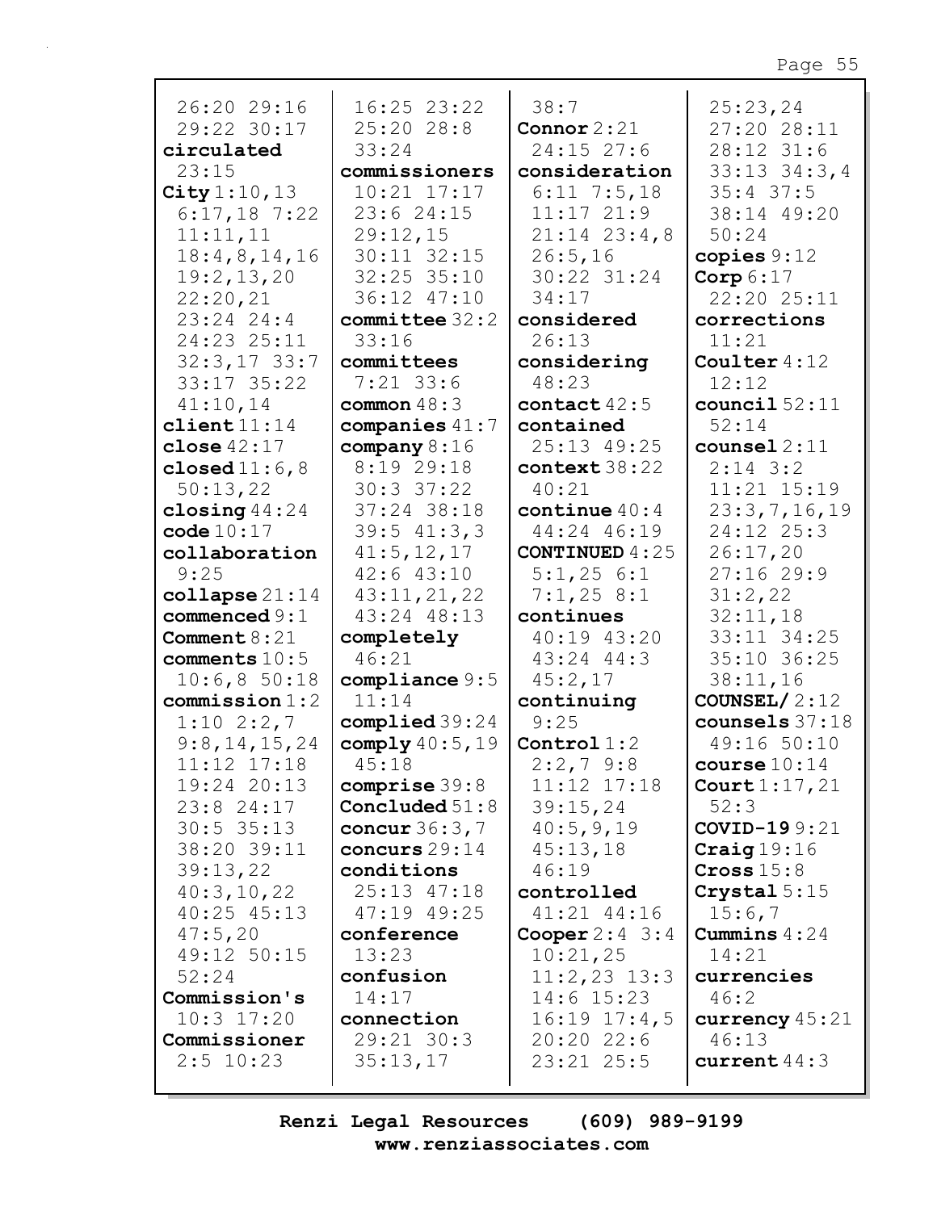26:20 29:16
29:22 30:17
**circulated**
23:15
**City** 1:10,13
6:17,18 7:22
11:11,11
18:4,8,14,16
19:2,13,20
22:20,21
23:24 24:4
24:23 25:11
32:3,17 33:7
33:17 35:22
41:10,14
**client** 11:14
**close** 42:17
**closed** 11:6,8
50:13,22
**closing** 44:24
**code** 10:17
**collaboration**
9:25
**collapse** 21:14
**commenced** 9:1
**Comment** 8:21
**comments** 10:5
10:6,8 50:18
**commission** 1:2
1:10 2:2,7
9:8,14,15,24
11:12 17:18
19:24 20:13
23:8 24:17
30:5 35:13
38:20 39:11
39:13,22
40:3,10,22
40:25 45:13
47:5,20
49:12 50:15
52:24
**Commission's**
10:3 17:20
**Commissioner**
2:5 10:23

16:25 23:22
25:20 28:8
33:24
**commissioners**
10:21 17:17
23:6 24:15
29:12,15
30:11 32:15
32:25 35:10
36:12 47:10
**committee** 32:2
33:16
**committees**
7:21 33:6
**common** 48:3
**companies** 41:7
**company** 8:16
8:19 29:18
30:3 37:22
37:24 38:18
39:5 41:3,3
41:5,12,17
42:6 43:10
43:11,21,22
43:24 48:13
**completely**
46:21
**compliance** 9:5
11:14
**complied** 39:24
**comply** 40:5,19
45:18
**comprise** 39:8
**Concluded** 51:8
**concur** 36:3,7
**concurs** 29:14
**conditions**
25:13 47:18
47:19 49:25
**conference**
13:23
**confusion**
14:17
**connection**
29:21 30:3
35:13,17

38:7
**Connor** 2:21
24:15 27:6
**consideration**
6:11 7:5,18
11:17 21:9
21:14 23:4,8
26:5,16
30:22 31:24
34:17
**considered**
26:13
**considering**
48:23
**contact** 42:5
**contained**
25:13 49:25
**context** 38:22
40:21
**continue** 40:4
44:24 46:19
**CONTINUED** 4:25
5:1,25 6:1
7:1,25 8:1
**continues**
40:19 43:20
43:24 44:3
45:2,17
**continuing**
9:25
**Control** 1:2
2:2,7 9:8
11:12 17:18
39:15,24
40:5,9,19
45:13,18
46:19
**controlled**
41:21 44:16
**Cooper** 2:4 3:4
10:21,25
11:2,23 13:3
14:6 15:23
16:19 17:4,5
20:20 22:6
23:21 25:5

25:23,24
27:20 28:11
28:12 31:6
33:13 34:3,4
35:4 37:5
38:14 49:20
50:24
**copies** 9:12
**Corp** 6:17
22:20 25:11
**corrections**
11:21
**Coulter** 4:12
12:12
**council** 52:11
52:14
**counsel** 2:11
2:14 3:2
11:21 15:19
23:3,7,16,19
24:12 25:3
26:17,20
27:16 29:9
31:2,22
32:11,18
33:11 34:25
35:10 36:25
38:11,16
**COUNSEL/** 2:12
**counsels** 37:18
49:16 50:10
**course** 10:14
**Court** 1:17,21
52:3
**COVID-19** 9:21
**Craig** 19:16
**Cross** 15:8
**Crystal** 5:15
15:6,7
**Cummins** 4:24
14:21
**currencies**
46:2
**currency** 45:21
46:13
**current** 44:3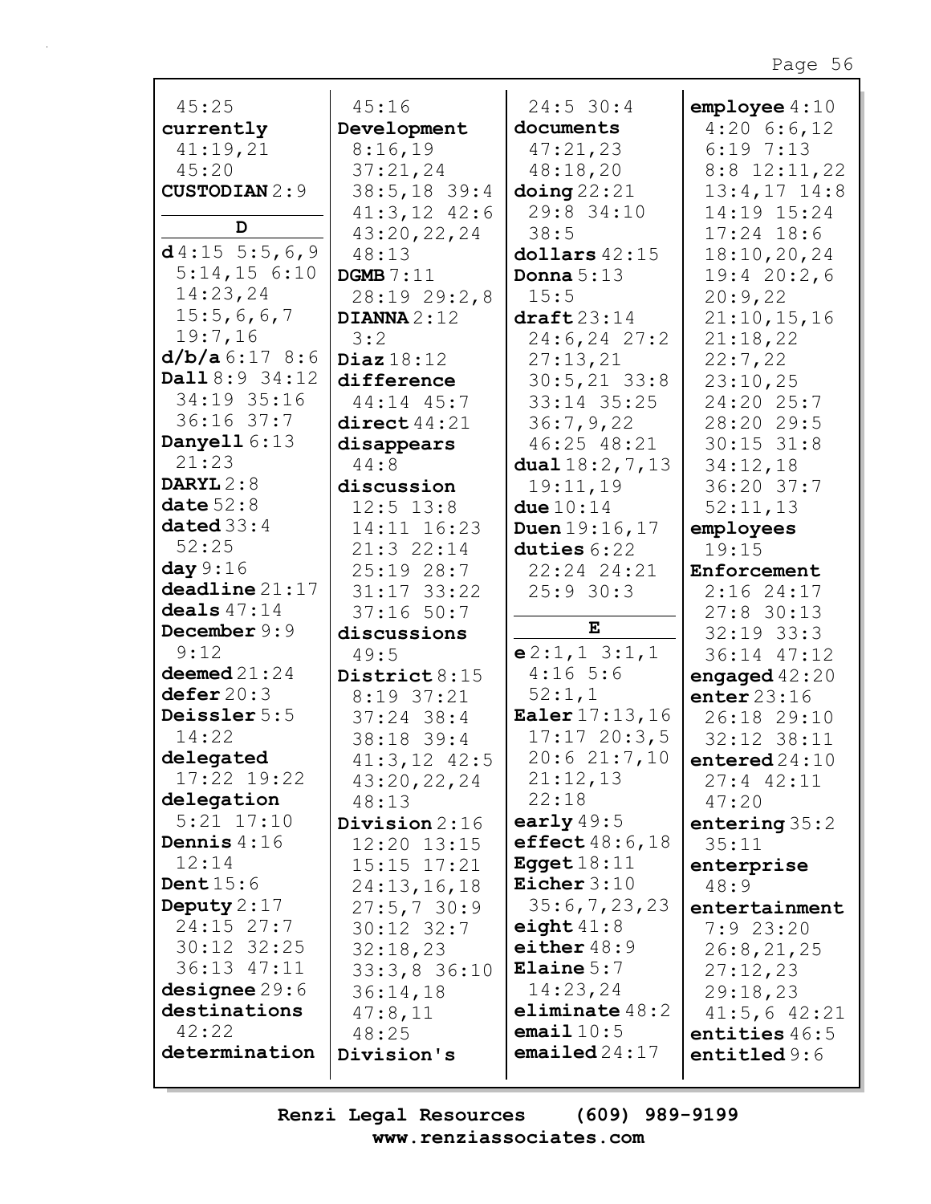45:25
**currently** 41:19,21 45:20
**CUSTODIAN** 2:9

**D**

**d** 4:15 5:5,6,9 5:14,15 6:10 14:23,24 15:5,6,6,7 19:7,16
**d/b/a** 6:17 8:6
**Dall** 8:9 34:12 34:19 35:16 36:16 37:7
**Danyell** 6:13 21:23
**DARYL** 2:8
**date** 52:8
**dated** 33:4 52:25
**day** 9:16
**deadline** 21:17
**deals** 47:14
**December** 9:9 9:12
**deemed** 21:24
**defer** 20:3
**Deissler** 5:5 14:22
**delegated** 17:22 19:22
**delegation** 5:21 17:10
**Dennis** 4:16 12:14
**Dent** 15:6
**Deputy** 2:17 24:15 27:7 30:12 32:25 36:13 47:11
**designee** 29:6
**destinations** 42:22
**determination** 45:16
**Development** 8:16,19 37:21,24 38:5,18 39:4 41:3,12 42:6 43:20,22,24 48:13
**DGMB** 7:11 28:19 29:2,8
**DIANNA** 2:12 3:2
**Diaz** 18:12
**difference** 44:14 45:7
**direct** 44:21
**disappears** 44:8
**discussion** 12:5 13:8 14:11 16:23 21:3 22:14 25:19 28:7 31:17 33:22 37:16 50:7
**discussions** 49:5
**District** 8:15 8:19 37:21 37:24 38:4 38:18 39:4 41:3,12 42:5 43:20,22,24 48:13
**Division** 2:16 12:20 13:15 15:15 17:21 24:13,16,18 27:5,7 30:9 30:12 32:7 32:18,23 33:3,8 36:10 36:14,18 47:8,11 48:25
**Division's** 24:5 30:4
**documents** 47:21,23 48:18,20
**doing** 22:21 29:8 34:10 38:5
**dollars** 42:15
**Donna** 5:13 15:5
**draft** 23:14 24:6,24 27:2 27:13,21 30:5,21 33:8 33:14 35:25 36:7,9,22 46:25 48:21
**dual** 18:2,7,13 19:11,19
**due** 10:14
**Duen** 19:16,17
**duties** 6:22 22:24 24:21 25:9 30:3

**E**

**e** 2:1,1 3:1,1 4:16 5:6 52:1,1
**Ealer** 17:13,16 17:17 20:3,5 20:6 21:7,10 21:12,13 22:18
**early** 49:5
**effect** 48:6,18
**Egget** 18:11
**Eicher** 3:10 35:6,7,23,23
**eight** 41:8
**either** 48:9
**Elaine** 5:7 14:23,24
**eliminate** 48:2
**email** 10:5
**emailed** 24:17
**employee** 4:10 4:20 6:6,12 6:19 7:13 8:8 12:11,22 13:4,17 14:8 14:19 15:24 17:24 18:6 18:10,20,24 19:4 20:2,6 20:9,22 21:10,15,16 21:18,22 22:7,22 23:10,25 24:20 25:7 28:20 29:5 30:15 31:8 34:12,18 36:20 37:7 52:11,13
**employees** 19:15
**Enforcement** 2:16 24:17 27:8 30:13 32:19 33:3 36:14 47:12
**engaged** 42:20
**enter** 23:16 26:18 29:10 32:12 38:11
**entered** 24:10 27:4 42:11 47:20
**entering** 35:2 35:11
**enterprise** 48:9
**entertainment** 7:9 23:20 26:8,21,25 27:12,23 29:18,23 41:5,6 42:21
**entities** 46:5
**entitled** 9:6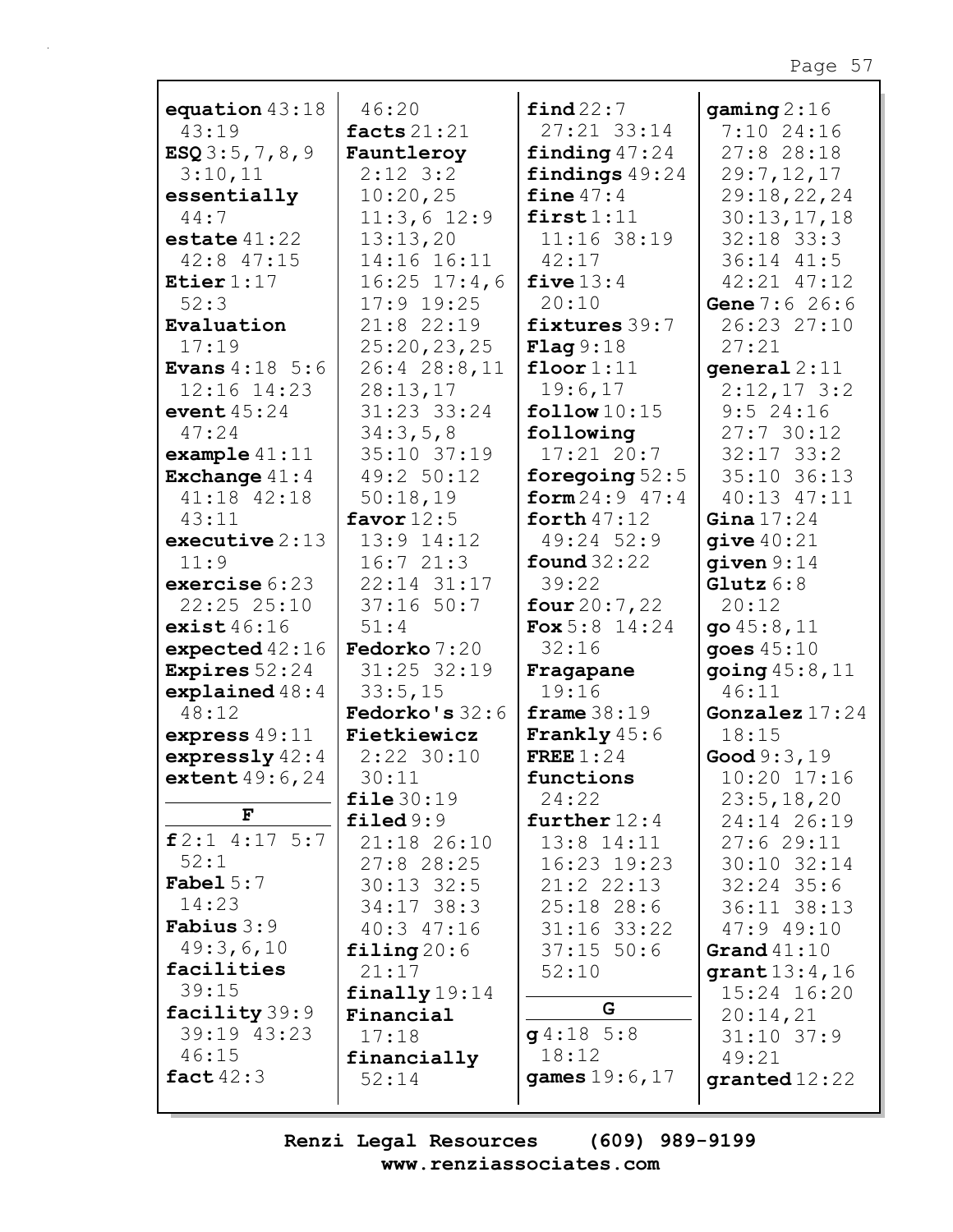**equation** 43:18 43:19
**ESQ** 3:5,7,8,9 3:10,11
**essentially** 44:7
**estate** 41:22 42:8 47:15
**Etier** 1:17 52:3
**Evaluation** 17:19
**Evans** 4:18 5:6 12:16 14:23
**event** 45:24 47:24
**example** 41:11
**Exchange** 41:4 41:18 42:18 43:11
**executive** 2:13 11:9
**exercise** 6:23 22:25 25:10
**exist** 46:16
**expected** 42:16
**Expires** 52:24
**explained** 48:4 48:12
**express** 49:11
**expressly** 42:4
**extent** 49:6,24

**F**

**f** 2:1 4:17 5:7 52:1
**Fabel** 5:7 14:23
**Fabius** 3:9 49:3,6,10
**facilities** 39:15
**facility** 39:9 39:19 43:23 46:15
**fact** 42:3 46:20
**facts** 21:21
**Fauntleroy** 2:12 3:2 10:20,25 11:3,6 12:9 13:13,20 14:16 16:11 16:25 17:4,6 17:9 19:25 21:8 22:19 25:20,23,25 26:4 28:8,11 28:13,17 31:23 33:24 34:3,5,8 35:10 37:19 49:2 50:12 50:18,19
**favor** 12:5 13:9 14:12 16:7 21:3 22:14 31:17 37:16 50:7 51:4
**Fedorko** 7:20 31:25 32:19 33:5,15
**Fedorko's** 32:6
**Fietkiewicz** 2:22 30:10 30:11
**file** 30:19
**filed** 9:9 21:18 26:10 27:8 28:25 30:13 32:5 34:17 38:3 40:3 47:16
**filing** 20:6 21:17
**finally** 19:14
**Financial** 17:18
**financially** 52:14
**find** 22:7 27:21 33:14
**finding** 47:24
**findings** 49:24
**fine** 47:4
**first** 1:11 11:16 38:19 42:17
**five** 13:4 20:10
**fixtures** 39:7
**Flag** 9:18
**floor** 1:11 19:6,17
**follow** 10:15
**following** 17:21 20:7
**foregoing** 52:5
**form** 24:9 47:4
**forth** 47:12 49:24 52:9
**found** 32:22 39:22
**four** 20:7,22
**Fox** 5:8 14:24 32:16
**Fragapane** 19:16
**frame** 38:19
**Frankly** 45:6
**FREE** 1:24
**functions** 24:22
**further** 12:4 13:8 14:11 16:23 19:23 21:2 22:13 25:18 28:6 31:16 33:22 37:15 50:6 52:10

**G**

**g** 4:18 5:8 18:12
**games** 19:6,17
**gaming** 2:16 7:10 24:16 27:8 28:18 29:7,12,17 29:18,22,24 30:13,17,18 32:18 33:3 36:14 41:5 42:21 47:12
**Gene** 7:6 26:6 26:23 27:10 27:21
**general** 2:11 2:12,17 3:2 9:5 24:16 27:7 30:12 32:17 33:2 35:10 36:13 40:13 47:11
**Gina** 17:24
**give** 40:21
**given** 9:14
**Glutz** 6:8 20:12
**go** 45:8,11
**goes** 45:10
**going** 45:8,11 46:11
**Gonzalez** 17:24 18:15
**Good** 9:3,19 10:20 17:16 23:5,18,20 24:14 26:19 27:6 29:11 30:10 32:14 32:24 35:6 36:11 38:13 47:9 49:10
**Grand** 41:10
**grant** 13:4,16 15:24 16:20 20:14,21 31:10 37:9 49:21
**granted** 12:22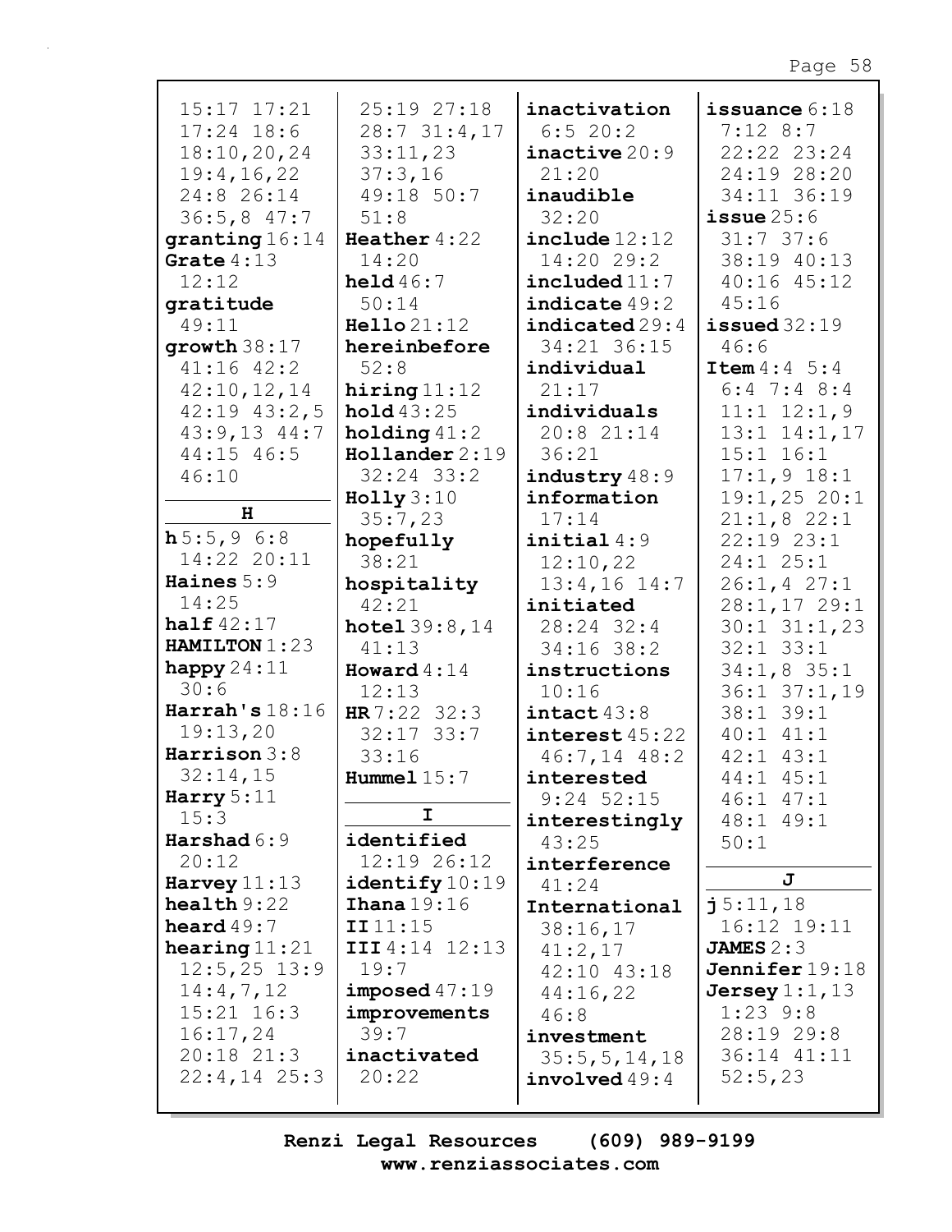15:17 17:21 17:24 18:6 18:10,20,24 19:4,16,22 24:8 26:14 36:5,8 47:7
**granting** 16:14
**Grate** 4:13 12:12
**gratitude** 49:11
**growth** 38:17 41:16 42:2 42:10,12,14 42:19 43:2,5 43:9,13 44:7 44:15 46:5 46:10

**H**

**h** 5:5,9 6:8 14:22 20:11
**Haines** 5:9 14:25
**half** 42:17
**HAMILTON** 1:23
**happy** 24:11 30:6
**Harrah's** 18:16 19:13,20
**Harrison** 3:8 32:14,15
**Harry** 5:11 15:3
**Harshad** 6:9 20:12
**Harvey** 11:13
**health** 9:22
**heard** 49:7
**hearing** 11:21 12:5,25 13:9 14:4,7,12 15:21 16:3 16:17,24 20:18 21:3 22:4,14 25:3 25:19 27:18 28:7 31:4,17 33:11,23 37:3,16 49:18 50:7 51:8
**Heather** 4:22 14:20
**held** 46:7 50:14
**Hello** 21:12
**hereinbefore** 52:8
**hiring** 11:12
**hold** 43:25
**holding** 41:2
**Hollander** 2:19 32:24 33:2
**Holly** 3:10 35:7,23
**hopefully** 38:21
**hospitality** 42:21
**hotel** 39:8,14 41:13
**Howard** 4:14 12:13
**HR** 7:22 32:3 32:17 33:7 33:16
**Hummel** 15:7

**I**

**identified** 12:19 26:12
**identify** 10:19
**Ihana** 19:16
**II** 11:15
**III** 4:14 12:13 19:7
**imposed** 47:19
**improvements** 39:7
**inactivated** 20:22
**inactivation** 6:5 20:2
**inactive** 20:9 21:20
**inaudible** 32:20
**include** 12:12 14:20 29:2
**included** 11:7
**indicate** 49:2
**indicated** 29:4 34:21 36:15
**individual** 21:17
**individuals** 20:8 21:14 36:21
**industry** 48:9
**information** 17:14
**initial** 4:9 12:10,22 13:4,16 14:7
**initiated** 28:24 32:4 34:16 38:2
**instructions** 10:16
**intact** 43:8
**interest** 45:22 46:7,14 48:2
**interested** 9:24 52:15
**interestingly** 43:25
**interference** 41:24
**International** 38:16,17 41:2,17 42:10 43:18 44:16,22 46:8
**investment** 35:5,5,14,18
**involved** 49:4
**issuance** 6:18 7:12 8:7 22:22 23:24 24:19 28:20 34:11 36:19
**issue** 25:6 31:7 37:6 38:19 40:13 40:16 45:12 45:16
**issued** 32:19 46:6
**Item** 4:4 5:4 6:4 7:4 8:4 11:1 12:1,9 13:1 14:1,17 15:1 16:1 17:1,9 18:1 19:1,25 20:1 21:1,8 22:1 22:19 23:1 24:1 25:1 26:1,4 27:1 28:1,17 29:1 30:1 31:1,23 32:1 33:1 34:1,8 35:1 36:1 37:1,19 38:1 39:1 40:1 41:1 42:1 43:1 44:1 45:1 46:1 47:1 48:1 49:1 50:1

**J**

**j** 5:11,18 16:12 19:11
**JAMES** 2:3
**Jennifer** 19:18
**Jersey** 1:1,13 1:23 9:8 28:19 29:8 36:14 41:11 52:5,23

Renzi Legal Resources (609) 989-9199
www.renziassociates.com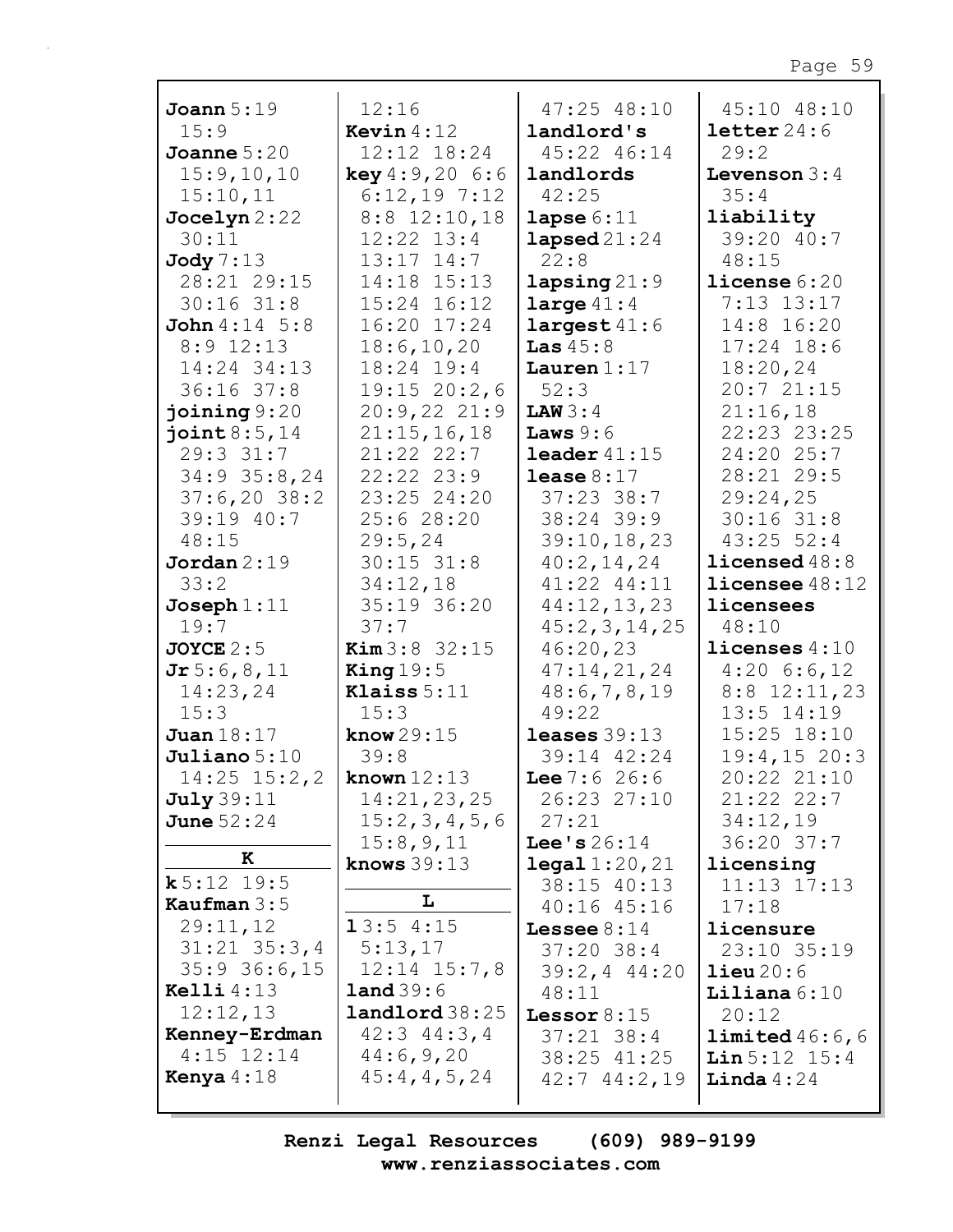**Joann** 5:19 15:9
**Joanne** 5:20 15:9,10,10 15:10,11
**Jocelyn** 2:22 30:11
**Jody** 7:13 28:21 29:15 30:16 31:8
**John** 4:14 5:8 8:9 12:13 14:24 34:13 36:16 37:8
**joining** 9:20
**joint** 8:5,14 29:3 31:7 34:9 35:8,24 37:6,20 38:2 39:19 40:7 48:15
**Jordan** 2:19 33:2
**Joseph** 1:11 19:7
**JOYCE** 2:5
**Jr** 5:6,8,11 14:23,24 15:3
**Juan** 18:17
**Juliano** 5:10 14:25 15:2,2
**July** 39:11
**June** 52:24

**K**

**k** 5:12 19:5
**Kaufman** 3:5 29:11,12 31:21 35:3,4 35:9 36:6,15
**Kelli** 4:13 12:12,13
**Kenney-Erdman** 4:15 12:14
**Kenya** 4:18 12:16
**Kevin** 4:12 12:12 18:24
**key** 4:9,20 6:6 6:12,19 7:12 8:8 12:10,18 12:22 13:4 13:17 14:7 14:18 15:13 15:24 16:12 16:20 17:24 18:6,10,20 18:24 19:4 19:15 20:2,6 20:9,22 21:9 21:15,16,18 21:22 22:7 22:22 23:9 23:25 24:20 25:6 28:20 29:5,24 30:15 31:8 34:12,18 35:19 36:20 37:7
**Kim** 3:8 32:15
**King** 19:5
**Klaiss** 5:11 15:3
**know** 29:15 39:8
**known** 12:13 14:21,23,25 15:2,3,4,5,6 15:8,9,11
**knows** 39:13

**L**

**l** 3:5 4:15 5:13,17 12:14 15:7,8
**land** 39:6
**landlord** 38:25 42:3 44:3,4 44:6,9,20 45:4,4,5,24 47:25 48:10
**landlord's** 45:22 46:14
**landlords** 42:25
**lapse** 6:11
**lapsed** 21:24 22:8
**lapsing** 21:9
**large** 41:4
**largest** 41:6
**Las** 45:8
**Lauren** 1:17 52:3
**LAW** 3:4
**Laws** 9:6
**leader** 41:15
**lease** 8:17 37:23 38:7 38:24 39:9 39:10,18,23 40:2,14,24 41:22 44:11 44:12,13,23 45:2,3,14,25 46:20,23 47:14,21,24 48:6,7,8,19 49:22
**leases** 39:13 39:14 42:24
**Lee** 7:6 26:6 26:23 27:10 27:21
**Lee's** 26:14
**legal** 1:20,21 38:15 40:13 40:16 45:16
**Lessee** 8:14 37:20 38:4 39:2,4 44:20 48:11
**Lessor** 8:15 37:21 38:4 38:25 41:25 42:7 44:2,19 45:10 48:10
**letter** 24:6 29:2
**Levenson** 3:4 35:4
**liability** 39:20 40:7 48:15
**license** 6:20 7:13 13:17 14:8 16:20 17:24 18:6 18:20,24 20:7 21:15 21:16,18 22:23 23:25 24:20 25:7 28:21 29:5 29:24,25 30:16 31:8 43:25 52:4
**licensed** 48:8
**licensee** 48:12
**licensees** 48:10
**licenses** 4:10 4:20 6:6,12 8:8 12:11,23 13:5 14:19 15:25 18:10 19:4,15 20:3 20:22 21:10 21:22 22:7 34:12,19 36:20 37:7
**licensing** 11:13 17:13 17:18
**licensure** 23:10 35:19
**lieu** 20:6
**Liliana** 6:10 20:12
**limited** 46:6,6
**Lin** 5:12 15:4
**Linda** 4:24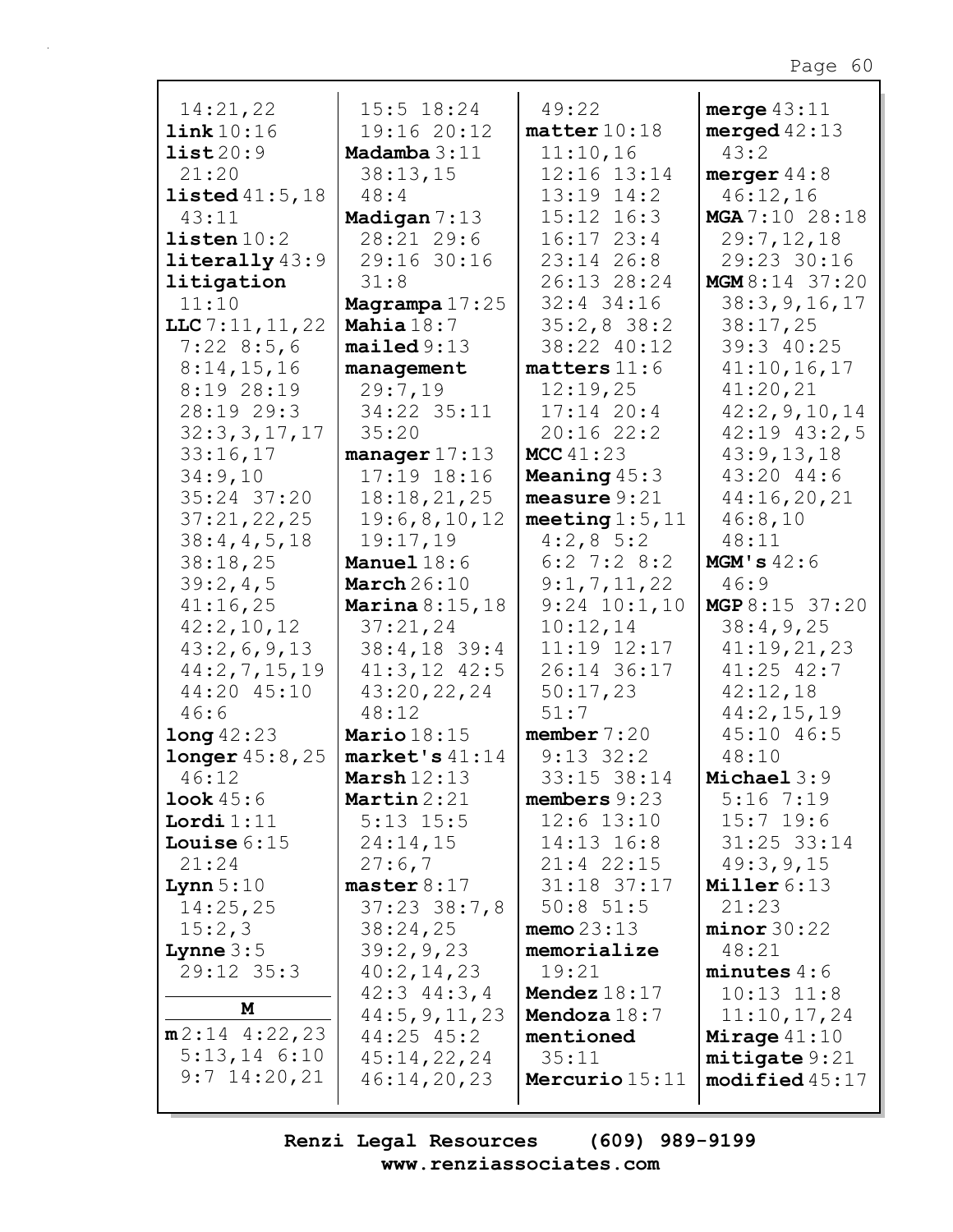14:21,22
**link** 10:16
**list** 20:9
21:20
**listed** 41:5,18
43:11
**listen** 10:2
**literally** 43:9
**litigation**
11:10
**LLC** 7:11,11,22
7:22 8:5,6
8:14,15,16
8:19 28:19
28:19 29:3
32:3,3,17,17
33:16,17
34:9,10
35:24 37:20
37:21,22,25
38:4,4,5,18
38:18,25
39:2,4,5
41:16,25
42:2,10,12
43:2,6,9,13
44:2,7,15,19
44:20 45:10
46:6
**long** 42:23
**longer** 45:8,25
46:12
**look** 45:6
**Lordi** 1:11
**Louise** 6:15
21:24
**Lynn** 5:10
14:25,25
15:2,3
**Lynne** 3:5
29:12 35:3

## M

**m** 2:14 4:22,23
5:13,14 6:10
9:7 14:20,21
15:5 18:24
19:16 20:12
**Madamba** 3:11
38:13,15
48:4
**Madigan** 7:13
28:21 29:6
29:16 30:16
31:8
**Magrampa** 17:25
**Mahia** 18:7
**mailed** 9:13
**management**
29:7,19
34:22 35:11
35:20
**manager** 17:13
17:19 18:16
18:18,21,25
19:6,8,10,12
19:17,19
**Manuel** 18:6
**March** 26:10
**Marina** 8:15,18
37:21,24
38:4,18 39:4
41:3,12 42:5
43:20,22,24
48:12
**Mario** 18:15
**market's** 41:14
**Marsh** 12:13
**Martin** 2:21
5:13 15:5
24:14,15
27:6,7
**master** 8:17
37:23 38:7,8
38:24,25
39:2,9,23
40:2,14,23
42:3 44:3,4
44:5,9,11,23
44:25 45:2
45:14,22,24
46:14,20,23
49:22
**matter** 10:18
11:10,16
12:16 13:14
13:19 14:2
15:12 16:3
16:17 23:4
23:14 26:8
26:13 28:24
32:4 34:16
35:2,8 38:2
38:22 40:12
**matters** 11:6
12:19,25
17:14 20:4
20:16 22:2
**MCC** 41:23
**Meaning** 45:3
**measure** 9:21
**meeting** 1:5,11
4:2,8 5:2
6:2 7:2 8:2
9:1,7,11,22
9:24 10:1,10
10:12,14
11:19 12:17
26:14 36:17
50:17,23
51:7
**member** 7:20
9:13 32:2
33:15 38:14
**members** 9:23
12:6 13:10
14:13 16:8
21:4 22:15
31:18 37:17
50:8 51:5
**memo** 23:13
**memorialize**
19:21
**Mendez** 18:17
**Mendoza** 18:7
**mentioned**
35:11
**Mercurio** 15:11
**merge** 43:11
**merged** 42:13
43:2
**merger** 44:8
46:12,16
**MGA** 7:10 28:18
29:7,12,18
29:23 30:16
**MGM** 8:14 37:20
38:3,9,16,17
38:17,25
39:3 40:25
41:10,16,17
41:20,21
42:2,9,10,14
42:19 43:2,5
43:9,13,18
43:20 44:6
44:16,20,21
46:8,10
48:11
**MGM's** 42:6
46:9
**MGP** 8:15 37:20
38:4,9,25
41:19,21,23
41:25 42:7
42:12,18
44:2,15,19
45:10 46:5
48:10
**Michael** 3:9
5:16 7:19
15:7 19:6
31:25 33:14
49:3,9,15
**Miller** 6:13
21:23
**minor** 30:22
48:21
**minutes** 4:6
10:13 11:8
11:10,17,24
**Mirage** 41:10
**mitigate** 9:21
**modified** 45:17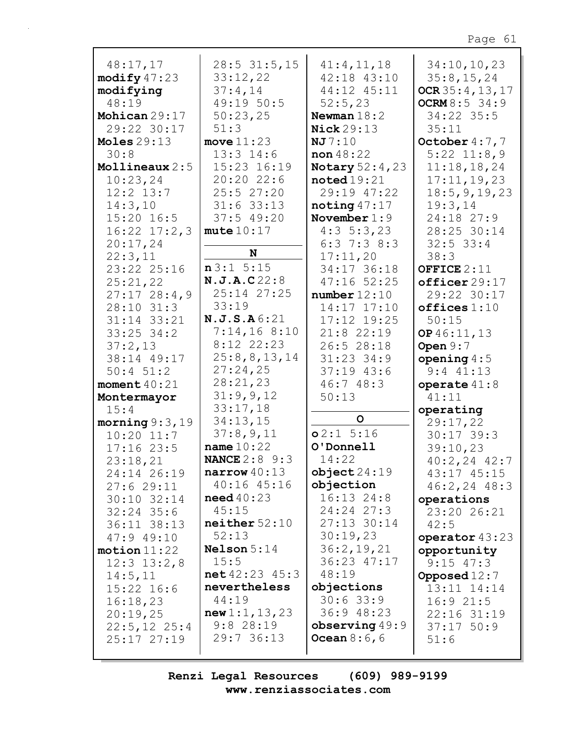48:17,17
**modify** 47:23
**modifying**
48:19
**Mohican** 29:17
29:22 30:17
**Moles** 29:13
30:8
**Mollineaux** 2:5
10:23,24
12:2 13:7
14:3,10
15:20 16:5
16:22 17:2,3
20:17,24
22:3,11
23:22 25:16
25:21,22
27:17 28:4,9
28:10 31:3
31:14 33:21
33:25 34:2
37:2,13
38:14 49:17
50:4 51:2
**moment** 40:21
**Montermayor**
15:4
**morning** 9:3,19
10:20 11:7
17:16 23:5
23:18,21
24:14 26:19
27:6 29:11
30:10 32:14
32:24 35:6
36:11 38:13
47:9 49:10
**motion** 11:22
12:3 13:2,8
14:5,11
15:22 16:6
16:18,23
20:19,25
22:5,12 25:4
25:17 27:19
28:5 31:5,15
33:12,22
37:4,14
49:19 50:5
50:23,25
51:3
**move** 11:23
13:3 14:6
15:23 16:19
20:20 22:6
25:5 27:20
31:6 33:13
37:5 49:20
**mute** 10:17

**N**

**n** 3:1 5:15
**N.J.A.C** 22:8
25:14 27:25
33:19
**N.J.S.A** 6:21
7:14,16 8:10
8:12 22:23
25:8,8,13,14
27:24,25
28:21,23
31:9,9,12
33:17,18
34:13,15
37:8,9,11
**name** 10:22
**NANCE** 2:8 9:3
**narrow** 40:13
40:16 45:16
**need** 40:23
45:15
**neither** 52:10
52:13
**Nelson** 5:14
15:5
**net** 42:23 45:3
**nevertheless**
44:19
**new** 1:1,13,23
9:8 28:19
29:7 36:13
41:4,11,18
42:18 43:10
44:12 45:11
52:5,23
**Newman** 18:2
**Nick** 29:13
**NJ** 7:10
**non** 48:22
**Notary** 52:4,23
**noted** 19:21
29:19 47:22
**noting** 47:17
**November** 1:9
4:3 5:3,23
6:3 7:3 8:3
17:11,20
34:17 36:18
47:16 52:25
**number** 12:10
14:17 17:10
17:12 19:25
21:8 22:19
26:5 28:18
31:23 34:9
37:19 43:6
46:7 48:3
50:13

**O**

**o** 2:1 5:16
**O'Donnell**
14:22
**object** 24:19
**objection**
16:13 24:8
24:24 27:3
27:13 30:14
30:19,23
36:2,19,21
36:23 47:17
48:19
**objections**
30:6 33:9
36:9 48:23
**observing** 49:9
**Ocean** 8:6,6
34:10,10,23
35:8,15,24
**OCR** 35:4,13,17
**OCRM** 8:5 34:9
34:22 35:5
35:11
**October** 4:7,7
5:22 11:8,9
11:18,18,24
17:11,19,23
18:5,9,19,23
19:3,14
24:18 27:9
28:25 30:14
32:5 33:4
38:3
**OFFICE** 2:11
**officer** 29:17
29:22 30:17
**offices** 1:10
50:15
**OP** 46:11,13
**Open** 9:7
**opening** 4:5
9:4 41:13
**operate** 41:8
41:11
**operating**
29:17,22
30:17 39:3
39:10,23
40:2,24 42:7
43:17 45:15
46:2,24 48:3
**operations**
23:20 26:21
42:5
**operator** 43:23
**opportunity**
9:15 47:3
**Opposed** 12:7
13:11 14:14
16:9 21:5
22:16 31:19
37:17 50:9
51:6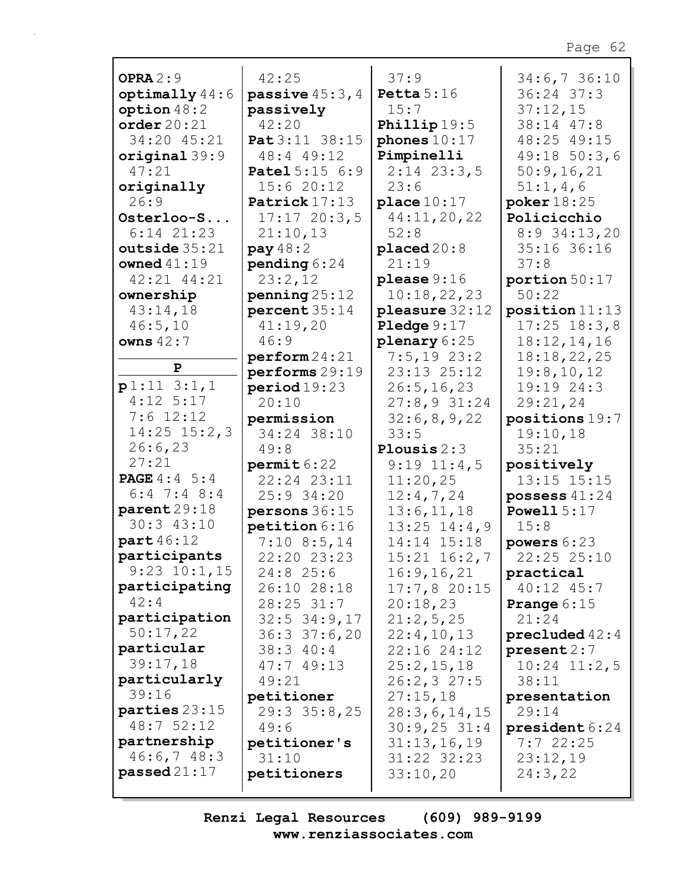**OPRA** 2:9
**optimally** 44:6
**option** 48:2
**order** 20:21 34:20 45:21
**original** 39:9 47:21
**originally** 26:9
**Osterloo-S...** 6:14 21:23
**outside** 35:21
**owned** 41:19 42:21 44:21
**ownership** 43:14,18 46:5,10
**owns** 42:7

**P**

**p** 1:11 3:1,1 4:12 5:17 7:6 12:12 14:25 15:2,3 26:6,23 27:21
**PAGE** 4:4 5:4 6:4 7:4 8:4
**parent** 29:18 30:3 43:10
**part** 46:12
**participants** 9:23 10:1,15
**participating** 42:4
**participation** 50:17,22
**particular** 39:17,18
**particularly** 39:16
**parties** 23:15 48:7 52:12
**partnership** 46:6,7 48:3
**passed** 21:17 42:25
**passive** 45:3,4
**passively** 42:20
**Pat** 3:11 38:15 48:4 49:12
**Patel** 5:15 6:9 15:6 20:12
**Patrick** 17:13 17:17 20:3,5 21:10,13
**pay** 48:2
**pending** 6:24 23:2,12
**penning** 25:12
**percent** 35:14 41:19,20 46:9
**perform** 24:21
**performs** 29:19
**period** 19:23 20:10
**permission** 34:24 38:10 49:8
**permit** 6:22 22:24 23:11 25:9 34:20
**persons** 36:15
**petition** 6:16 7:10 8:5,14 22:20 23:23 24:8 25:6 26:10 28:18 28:25 31:7 32:5 34:9,17 36:3 37:6,20 38:3 40:4 47:7 49:13 49:21
**petitioner** 29:3 35:8,25 49:6
**petitioner's** 31:10
**petitioners** 37:9
**Petta** 5:16 15:7
**Phillip** 19:5
**phones** 10:17
**Pimpinelli** 2:14 23:3,5 23:6
**place** 10:17 44:11,20,22 52:8
**placed** 20:8 21:19
**please** 9:16 10:18,22,23
**pleasure** 32:12
**Pledge** 9:17
**plenary** 6:25 7:5,19 23:2 23:13 25:12 26:5,16,23 27:8,9 31:24 32:6,8,9,22 33:5
**Plousis** 2:3 9:19 11:4,5 11:20,25 12:4,7,24 13:6,11,18 13:25 14:4,9 14:14 15:18 15:21 16:2,7 16:9,16,21 17:7,8 20:15 20:18,23 21:2,5,25 22:4,10,13 22:16 24:12 25:2,15,18 26:2,3 27:5 27:15,18 28:3,6,14,15 30:9,25 31:4 31:13,16,19 31:22 32:23 33:10,20 34:6,7 36:10 36:24 37:3 37:12,15 38:14 47:8 48:25 49:15 49:18 50:3,6 50:9,16,21 51:1,4,6
**poker** 18:25
**Policicchio** 8:9 34:13,20 35:16 36:16 37:8
**portion** 50:17 50:22
**position** 11:13 17:25 18:3,8 18:12,14,16 18:18,22,25 19:8,10,12 19:19 24:3 29:21,24
**positions** 19:7 19:10,18 35:21
**positively** 13:15 15:15
**possess** 41:24
**Powell** 5:17 15:8
**powers** 6:23 22:25 25:10
**practical** 40:12 45:7
**Prange** 6:15 21:24
**precluded** 42:4
**present** 2:7 10:24 11:2,5 38:11
**presentation** 29:14
**president** 6:24 7:7 22:25 23:12,19 24:3,22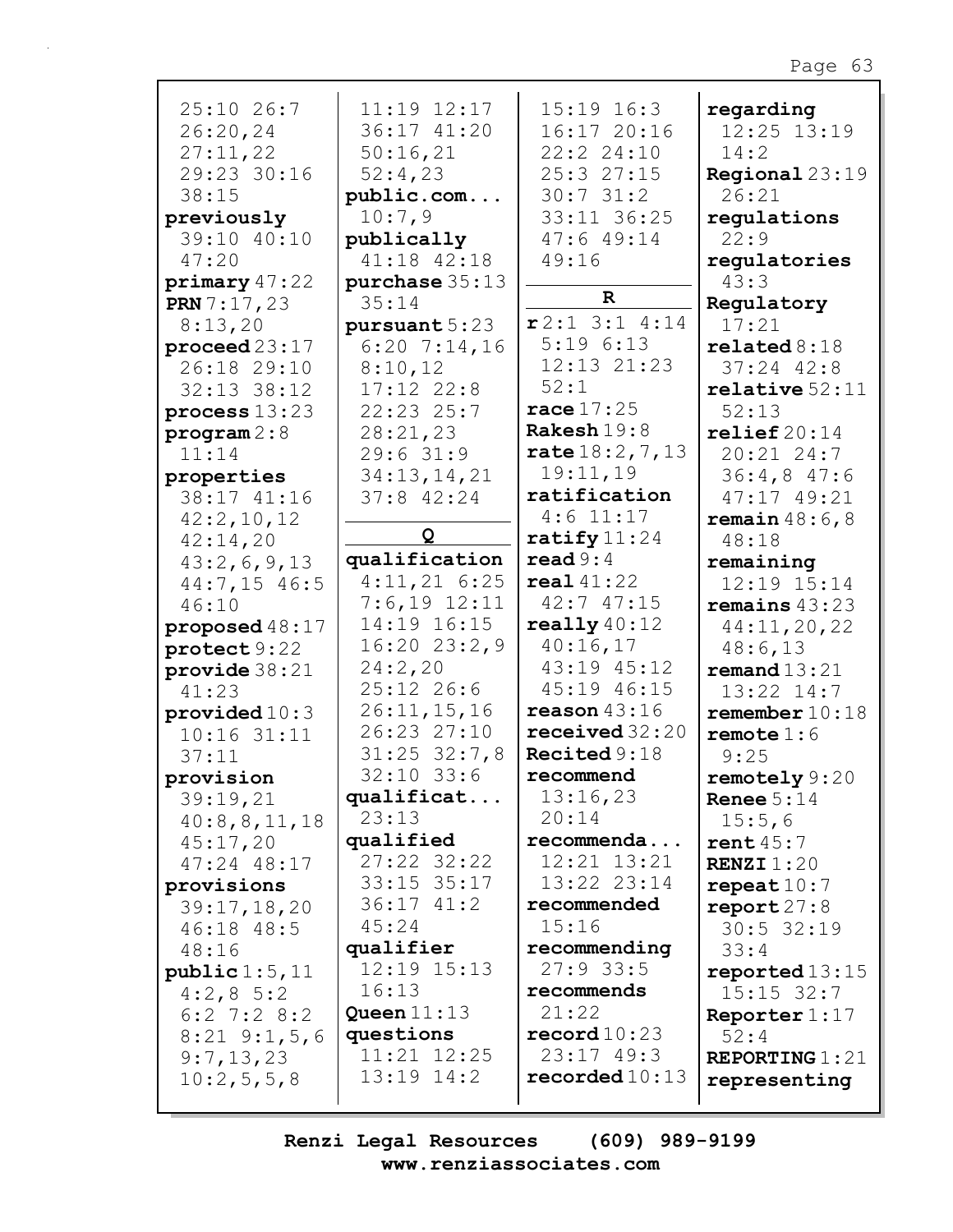25:10 26:7
26:20,24
27:11,22
29:23 30:16
38:15

**previously**
39:10 40:10
47:20

**primary** 47:22

**PRN** 7:17,23
8:13,20

**proceed** 23:17
26:18 29:10
32:13 38:12

**process** 13:23

**program** 2:8
11:14

**properties**
38:17 41:16
42:2,10,12
42:14,20
43:2,6,9,13
44:7,15 46:5
46:10

**proposed** 48:17

**protect** 9:22

**provide** 38:21
41:23

**provided** 10:3
10:16 31:11
37:11

**provision**
39:19,21
40:8,8,11,18
45:17,20
47:24 48:17

**provisions**
39:17,18,20
46:18 48:5
48:16

**public** 1:5,11
4:2,8 5:2
6:2 7:2 8:2
8:21 9:1,5,6
9:7,13,23
10:2,5,5,8
11:19 12:17
36:17 41:20
50:16,21
52:4,23

**public.com...**
10:7,9

**publically**
41:18 42:18

**purchase** 35:13
35:14

**pursuant** 5:23
6:20 7:14,16
8:10,12
17:12 22:8
22:23 25:7
28:21,23
29:6 31:9
34:13,14,21
37:8 42:24

**Q**

**qualification**
4:11,21 6:25
7:6,19 12:11
14:19 16:15
16:20 23:2,9
24:2,20
25:12 26:6
26:11,15,16
26:23 27:10
31:25 32:7,8
32:10 33:6

**qualificat...**
23:13

**qualified**
27:22 32:22
33:15 35:17
36:17 41:2
45:24

**qualifier**
12:19 15:13
16:13

**Queen** 11:13

**questions**
11:21 12:25
13:19 14:2
15:19 16:3
16:17 20:16
22:2 24:10
25:3 27:15
30:7 31:2
33:11 36:25
47:6 49:14
49:16

**R**

**r** 2:1 3:1 4:14
5:19 6:13
12:13 21:23
52:1

**race** 17:25

**Rakesh** 19:8

**rate** 18:2,7,13
19:11,19

**ratification**
4:6 11:17

**ratify** 11:24

**read** 9:4

**real** 41:22
42:7 47:15

**really** 40:12
40:16,17
43:19 45:12
45:19 46:15

**reason** 43:16

**received** 32:20

**Recited** 9:18

**recommend**
13:16,23
20:14

**recommenda...**
12:21 13:21
13:22 23:14

**recommended**
15:16

**recommending**
27:9 33:5

**recommends**
21:22

**record** 10:23
23:17 49:3

**recorded** 10:13

**regarding**
12:25 13:19
14:2

**Regional** 23:19
26:21

**regulations**
22:9

**regulatories**
43:3

**Regulatory**
17:21

**related** 8:18
37:24 42:8

**relative** 52:11
52:13

**relief** 20:14
20:21 24:7
36:4,8 47:6
47:17 49:21

**remain** 48:6,8
48:18

**remaining**
12:19 15:14

**remains** 43:23
44:11,20,22
48:6,13

**remand** 13:21
13:22 14:7

**remember** 10:18

**remote** 1:6
9:25

**remotely** 9:20

**Renee** 5:14
15:5,6

**rent** 45:7

**RENZI** 1:20

**repeat** 10:7

**report** 27:8
30:5 32:19
33:4

**reported** 13:15
15:15 32:7

**Reporter** 1:17
52:4

**REPORTING** 1:21

**representing**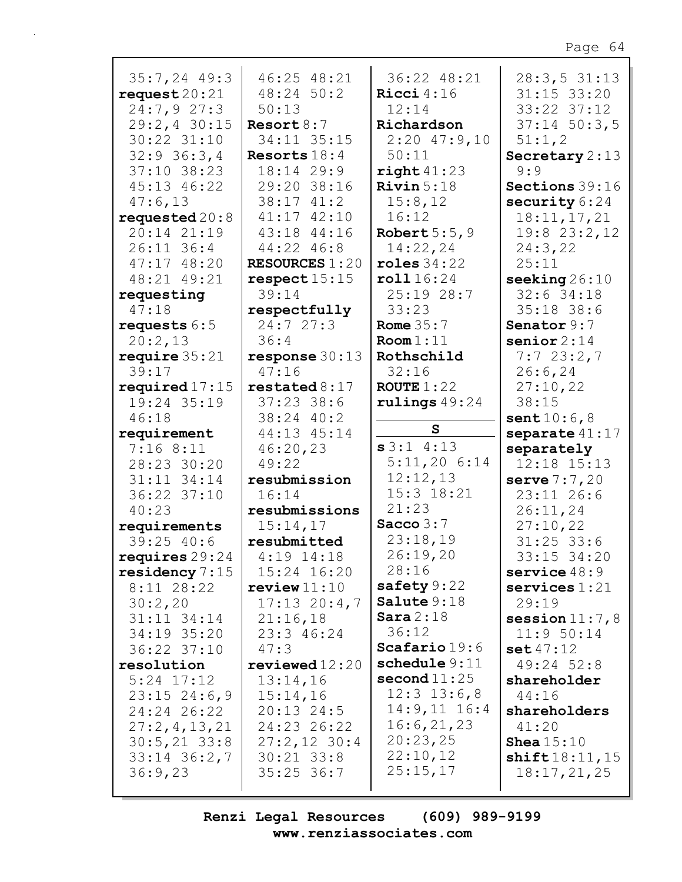35:7,24 49:3
**request** 20:21 24:7,9 27:3 29:2,4 30:15 30:22 31:10 32:9 36:3,4 37:10 38:23 45:13 46:22 47:6,13
**requested** 20:8 20:14 21:19 26:11 36:4 47:17 48:20 48:21 49:21
**requesting** 47:18
**requests** 6:5 20:2,13
**require** 35:21 39:17
**required** 17:15 19:24 35:19 46:18
**requirement** 7:16 8:11 28:23 30:20 31:11 34:14 36:22 37:10 40:23
**requirements** 39:25 40:6
**requires** 29:24
**residency** 7:15 8:11 28:22 30:2,20 31:11 34:14 34:19 35:20 36:22 37:10
**resolution** 5:24 17:12 23:15 24:6,9 24:24 26:22 27:2,4,13,21 30:5,21 33:8 33:14 36:2,7 36:9,23

46:25 48:21 48:24 50:2 50:13
**Resort** 8:7 34:11 35:15
**Resorts** 18:4 18:14 29:9 29:20 38:16 38:17 41:2 41:17 42:10 43:18 44:16 44:22 46:8
**RESOURCES** 1:20
**respect** 15:15 39:14
**respectfully** 24:7 27:3 36:4
**response** 30:13 47:16
**restated** 8:17 37:23 38:6 38:24 40:2 44:13 45:14 46:20,23 49:22
**resubmission** 16:14
**resubmissions** 15:14,17
**resubmitted** 4:19 14:18 15:24 16:20
**review** 11:10 17:13 20:4,7 21:16,18 23:3 46:24 47:3
**reviewed** 12:20 13:14,16 15:14,16 20:13 24:5 24:23 26:22 27:2,12 30:4 30:21 33:8 35:25 36:7

36:22 48:21
**Ricci** 4:16 12:14
**Richardson** 2:20 47:9,10 50:11
**right** 41:23
**Rivin** 5:18 15:8,12 16:12
**Robert** 5:5,9 14:22,24
**roles** 34:22
**roll** 16:24 25:19 28:7 33:23
**Rome** 35:7
**Room** 1:11
**Rothschild** 32:16
**ROUTE** 1:22
**rulings** 49:24

**S**

**s** 3:1 4:13 5:11,20 6:14 12:12,13 15:3 18:21 21:23
**Sacco** 3:7 23:18,19 26:19,20 28:16
**safety** 9:22
**Salute** 9:18
**Sara** 2:18 36:12
**Scafario** 19:6
**schedule** 9:11
**second** 11:25 12:3 13:6,8 14:9,11 16:4 16:6,21,23 20:23,25 22:10,12 25:15,17

28:3,5 31:13 31:15 33:20 33:22 37:12 37:14 50:3,5 51:1,2
**Secretary** 2:13 9:9
**Sections** 39:16
**security** 6:24 18:11,17,21 19:8 23:2,12 24:3,22 25:11
**seeking** 26:10 32:6 34:18 35:18 38:6
**Senator** 9:7
**senior** 2:14 7:7 23:2,7 26:6,24 27:10,22 38:15
**sent** 10:6,8
**separate** 41:17
**separately** 12:18 15:13
**serve** 7:7,20 23:11 26:6 26:11,24 27:10,22 31:25 33:6 33:15 34:20
**service** 48:9
**services** 1:21 29:19
**session** 11:7,8 11:9 50:14
**set** 47:12 49:24 52:8
**shareholder** 44:16
**shareholders** 41:20
**Shea** 15:10
**shift** 18:11,15 18:17,21,25

Renzi Legal Resources (609) 989-9199
www.renziassociates.com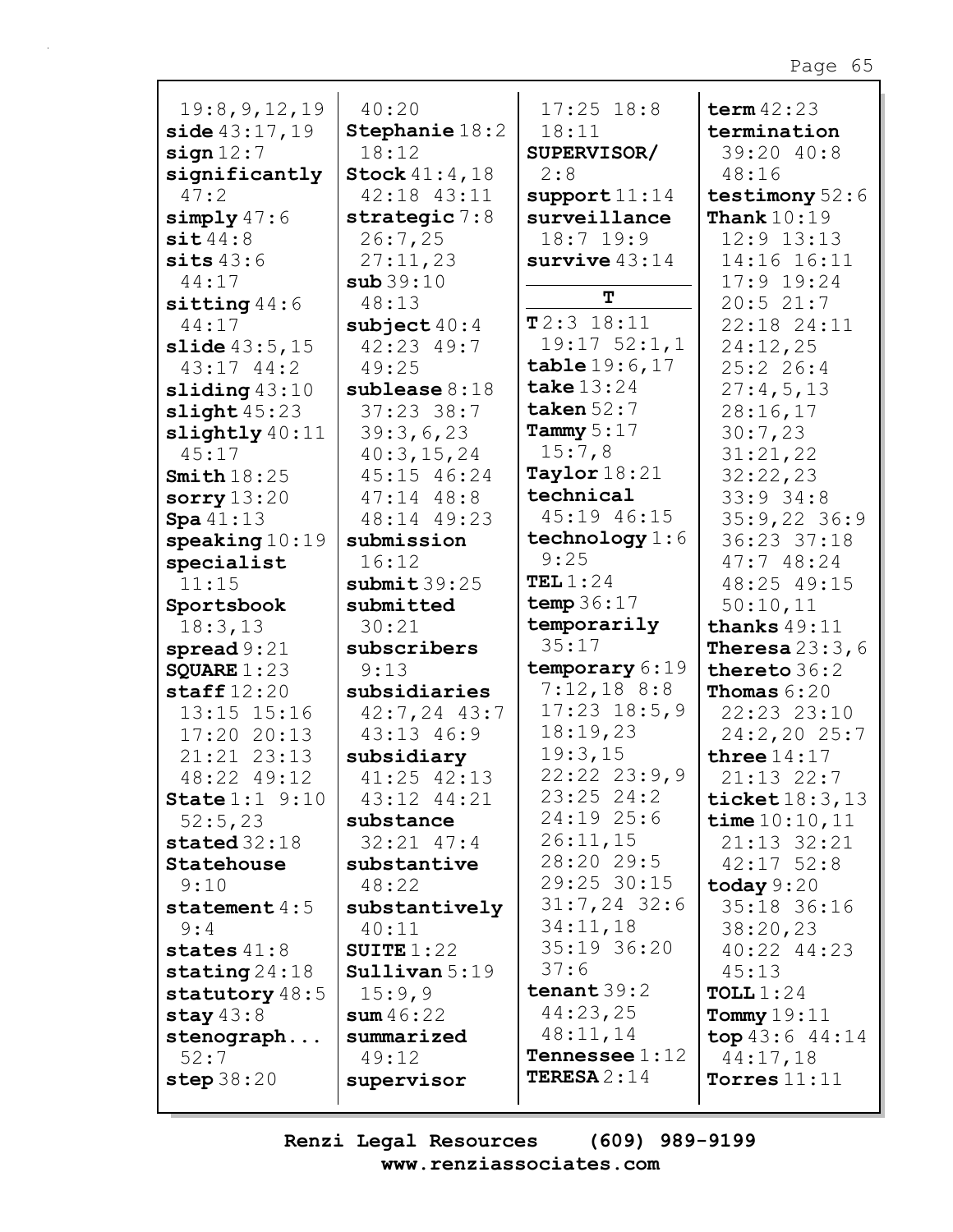19:8,9,12,19
**side** 43:17,19
**sign** 12:7
**significantly** 47:2
**simply** 47:6
**sit** 44:8
**sits** 43:6 44:17
**sitting** 44:6 44:17
**slide** 43:5,15 43:17 44:2
**sliding** 43:10
**slight** 45:23
**slightly** 40:11 45:17
**Smith** 18:25
**sorry** 13:20
**Spa** 41:13
**speaking** 10:19
**specialist** 11:15
**Sportsbook** 18:3,13
**spread** 9:21
**SQUARE** 1:23
**staff** 12:20 13:15 15:16 17:20 20:13 21:21 23:13 48:22 49:12
**State** 1:1 9:10 52:5,23
**stated** 32:18
**Statehouse** 9:10
**statement** 4:5 9:4
**states** 41:8
**stating** 24:18
**statutory** 48:5
**stay** 43:8
**stenograph...** 52:7
**step** 38:20

40:20
**Stephanie** 18:2 18:12
**Stock** 41:4,18 42:18 43:11
**strategic** 7:8 26:7,25 27:11,23
**sub** 39:10 48:13
**subject** 40:4 42:23 49:7 49:25
**sublease** 8:18 37:23 38:7 39:3,6,23 40:3,15,24 45:15 46:24 47:14 48:8 48:14 49:23
**submission** 16:12
**submit** 39:25
**submitted** 30:21
**subscribers** 9:13
**subsidiaries** 42:7,24 43:7 43:13 46:9
**subsidiary** 41:25 42:13 43:12 44:21
**substance** 32:21 47:4
**substantive** 48:22
**substantively** 40:11
**SUITE** 1:22
**Sullivan** 5:19 15:9,9
**sum** 46:22
**summarized** 49:12
**supervisor**

17:25 18:8 18:11
**SUPERVISOR/** 2:8
**support** 11:14
**surveillance** 18:7 19:9
**survive** 43:14

**T**

**T** 2:3 18:11 19:17 52:1,1
**table** 19:6,17
**take** 13:24
**taken** 52:7
**Tammy** 5:17 15:7,8
**Taylor** 18:21
**technical** 45:19 46:15
**technology** 1:6 9:25
**TEL** 1:24
**temp** 36:17
**temporarily** 35:17
**temporary** 6:19 7:12,18 8:8 17:23 18:5,9 18:19,23 19:3,15 22:22 23:9,9 23:25 24:2 24:19 25:6 26:11,15 28:20 29:5 29:25 30:15 31:7,24 32:6 34:11,18 35:19 36:20 37:6
**tenant** 39:2 44:23,25 48:11,14
**Tennessee** 1:12
**TERESA** 2:14

**term** 42:23
**termination** 39:20 40:8 48:16
**testimony** 52:6
**Thank** 10:19 12:9 13:13 14:16 16:11 17:9 19:24 20:5 21:7 22:18 24:11 24:12,25 25:2 26:4 27:4,5,13 28:16,17 30:7,23 31:21,22 32:22,23 33:9 34:8 35:9,22 36:9 36:23 37:18 47:7 48:24 48:25 49:15 50:10,11
**thanks** 49:11
**Theresa** 23:3,6
**thereto** 36:2
**Thomas** 6:20 22:23 23:10 24:2,20 25:7
**three** 14:17 21:13 22:7
**ticket** 18:3,13
**time** 10:10,11 21:13 32:21 42:17 52:8
**today** 9:20 35:18 36:16 38:20,23 40:22 44:23 45:13
**TOLL** 1:24
**Tommy** 19:11
**top** 43:6 44:14 44:17,18
**Torres** 11:11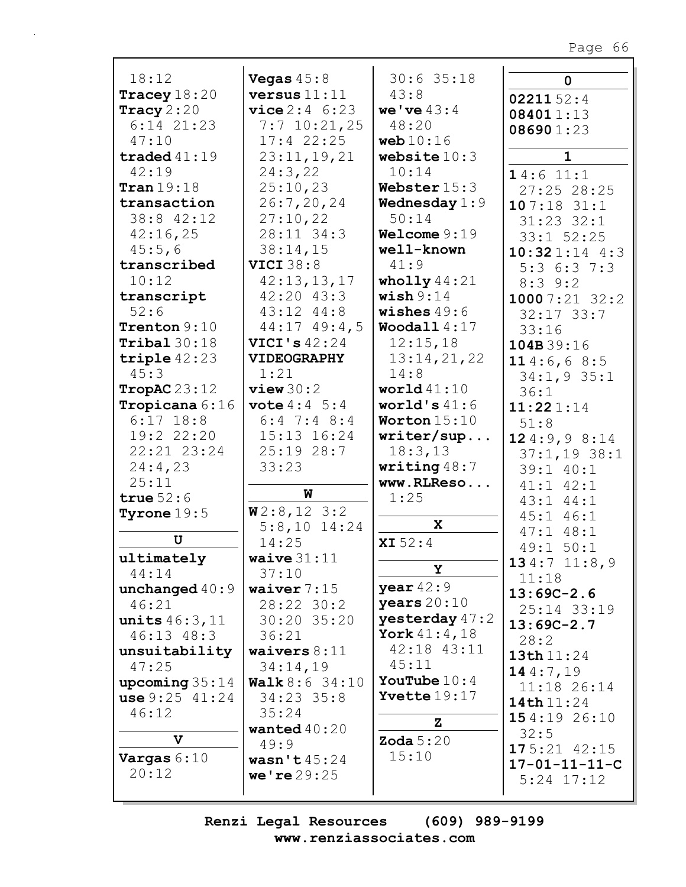18:12
**Tracey** 18:20
**Tracy** 2:20 6:14 21:23 47:10
**traded** 41:19 42:19
**Tran** 19:18
**transaction** 38:8 42:12 42:16,25 45:5,6
**transcribed** 10:12
**transcript** 52:6
**Trenton** 9:10
**Tribal** 30:18
**triple** 42:23 45:3
**TropAC** 23:12
**Tropicana** 6:16 6:17 18:8 19:2 22:20 22:21 23:24 24:4,23 25:11
**true** 52:6
**Tyrone** 19:5

**U**

**ultimately** 44:14
**unchanged** 40:9 46:21
**units** 46:3,11 46:13 48:3
**unsuitability** 47:25
**upcoming** 35:14
**use** 9:25 41:24 46:12

**V**

**Vargas** 6:10 20:12
**Vegas** 45:8
**versus** 11:11
**vice** 2:4 6:23 7:7 10:21,25 17:4 22:25 23:11,19,21 24:3,22 25:10,23 26:7,20,24 27:10,22 28:11 34:3 38:14,15
**VICI** 38:8 42:13,13,17 42:20 43:3 43:12 44:8 44:17 49:4,5
**VICI's** 42:24
**VIDEOGRAPHY** 1:21
**view** 30:2
**vote** 4:4 5:4 6:4 7:4 8:4 15:13 16:24 25:19 28:7 33:23

**W**

**W** 2:8,12 3:2 5:8,10 14:24 14:25
**waive** 31:11 37:10
**waiver** 7:15 28:22 30:2 30:20 35:20 36:21
**waivers** 8:11 34:14,19
**Walk** 8:6 34:10 34:23 35:8 35:24
**wanted** 40:20 49:9
**wasn't** 45:24
**we're** 29:25 30:6 35:18 43:8
**we've** 43:4 48:20
**web** 10:16
**website** 10:3 10:14
**Webster** 15:3
**Wednesday** 1:9 50:14
**Welcome** 9:19
**well-known** 41:9
**wholly** 44:21
**wish** 9:14
**wishes** 49:6
**Woodall** 4:17 12:15,18 13:14,21,22 14:8
**world** 41:10
**world's** 41:6
**Worton** 15:10
**writer/sup...** 18:3,13
**writing** 48:7
**www.RLReso...** 1:25

**X**

**XI** 52:4

**Y**

**year** 42:9
**years** 20:10
**yesterday** 47:2
**York** 41:4,18 42:18 43:11 45:11
**YouTube** 10:4
**Yvette** 19:17

**Z**

**Zoda** 5:20 15:10

**0**

**02211** 52:4
**08401** 1:13
**08690** 1:23

**1**

**1** 4:6 11:1 27:25 28:25
**10** 7:18 31:1 31:23 32:1 33:1 52:25
**10:32** 1:14 4:3 5:3 6:3 7:3 8:3 9:2
**1000** 7:21 32:2 32:17 33:7 33:16
**104B** 39:16
**11** 4:6,6 8:5 34:1,9 35:1 36:1
**11:22** 1:14 51:8
**12** 4:9,9 8:14 37:1,19 38:1 39:1 40:1 41:1 42:1 43:1 44:1 45:1 46:1 47:1 48:1 49:1 50:1
**13** 4:7 11:8,9 11:18
**13:69C-2.6** 25:14 33:19
**13:69C-2.7** 28:2
**13th** 11:24
**14** 4:7,19 11:18 26:14
**14th** 11:24
**15** 4:19 26:10 32:5
**17** 5:21 42:15
**17-01-11-11-C** 5:24 17:12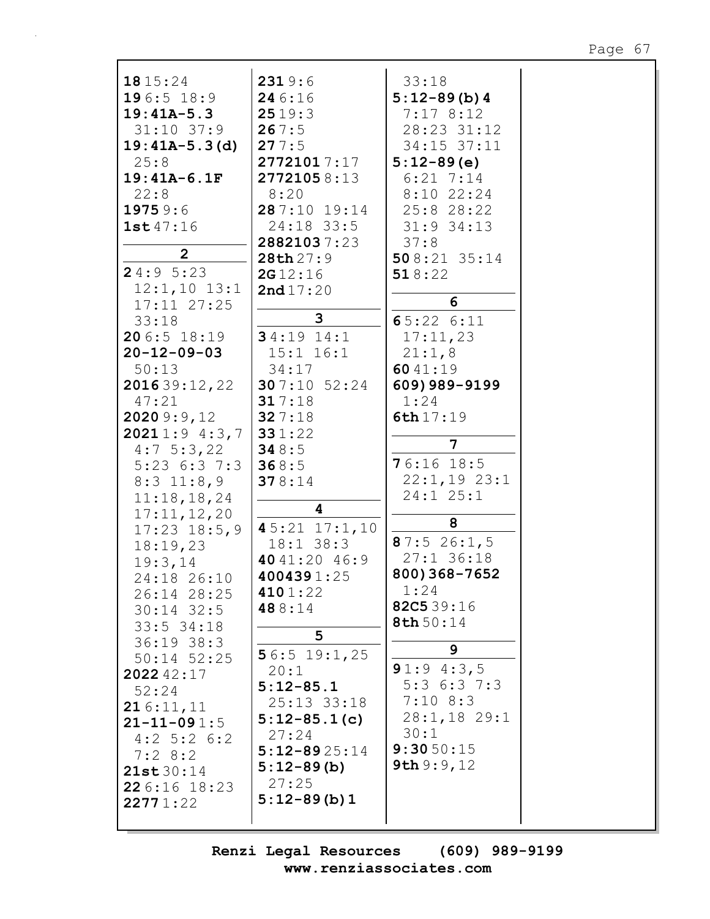**18** 15:24
**19** 6:5 18:9
**19:41A-5.3** 31:10 37:9
**19:41A-5.3(d)** 25:8
**19:41A-6.1F** 22:8
**1975** 9:6
**1st** 47:16

## 2

**2** 4:9 5:23 12:1,10 13:1 17:11 27:25 33:18
**20** 6:5 18:19
**20-12-09-03** 50:13
**2016** 39:12,22 47:21
**2020** 9:9,12
**2021** 1:9 4:3,7 4:7 5:3,22 5:23 6:3 7:3 8:3 11:8,9 11:18,18,24 17:11,12,20 17:23 18:5,9 18:19,23 19:3,14 24:18 26:10 26:14 28:25 30:14 32:5 33:5 34:18 36:19 38:3 50:14 52:25
**2022** 42:17 52:24
**21** 6:11,11
**21-11-09** 1:5 4:2 5:2 6:2 7:2 8:2
**21st** 30:14
**22** 6:16 18:23
**2277** 1:22
**231** 9:6
**24** 6:16
**25** 19:3
**26** 7:5
**27** 7:5
**2772101** 7:17
**2772105** 8:13 8:20
**28** 7:10 19:14 24:18 33:5
**2882103** 7:23
**28th** 27:9
**2G** 12:16
**2nd** 17:20

## 3

**3** 4:19 14:1 15:1 16:1 34:17
**30** 7:10 52:24
**31** 7:18
**32** 7:18
**33** 1:22
**34** 8:5
**36** 8:5
**37** 8:14

## 4

**4** 5:21 17:1,10 18:1 38:3
**40** 41:20 46:9
**400439** 1:25
**410** 1:22
**48** 8:14

## 5

**5** 6:5 19:1,25 20:1
**5:12-85.1** 25:13 33:18
**5:12-85.1(c)** 27:24
**5:12-89** 25:14
**5:12-89(b)** 27:25
**5:12-89(b)1** 33:18
**5:12-89(b)4** 7:17 8:12 28:23 31:12 34:15 37:11
**5:12-89(e)** 6:21 7:14 8:10 22:24 25:8 28:22 31:9 34:13 37:8
**50** 8:21 35:14
**51** 8:22

## 6

**6** 5:22 6:11 17:11,23 21:1,8
**60** 41:19
**609)989-9199** 1:24
**6th** 17:19

## 7

**7** 6:16 18:5 22:1,19 23:1 24:1 25:1

## 8

**8** 7:5 26:1,5 27:1 36:18
**800)368-7652** 1:24
**82C5** 39:16
**8th** 50:14

## 9

**9** 1:9 4:3,5 5:3 6:3 7:3 7:10 8:3 28:1,18 29:1 30:1
**9:30** 50:15
**9th** 9:9,12

Renzi Legal Resources (609) 989-9199
www.renziassociates.com